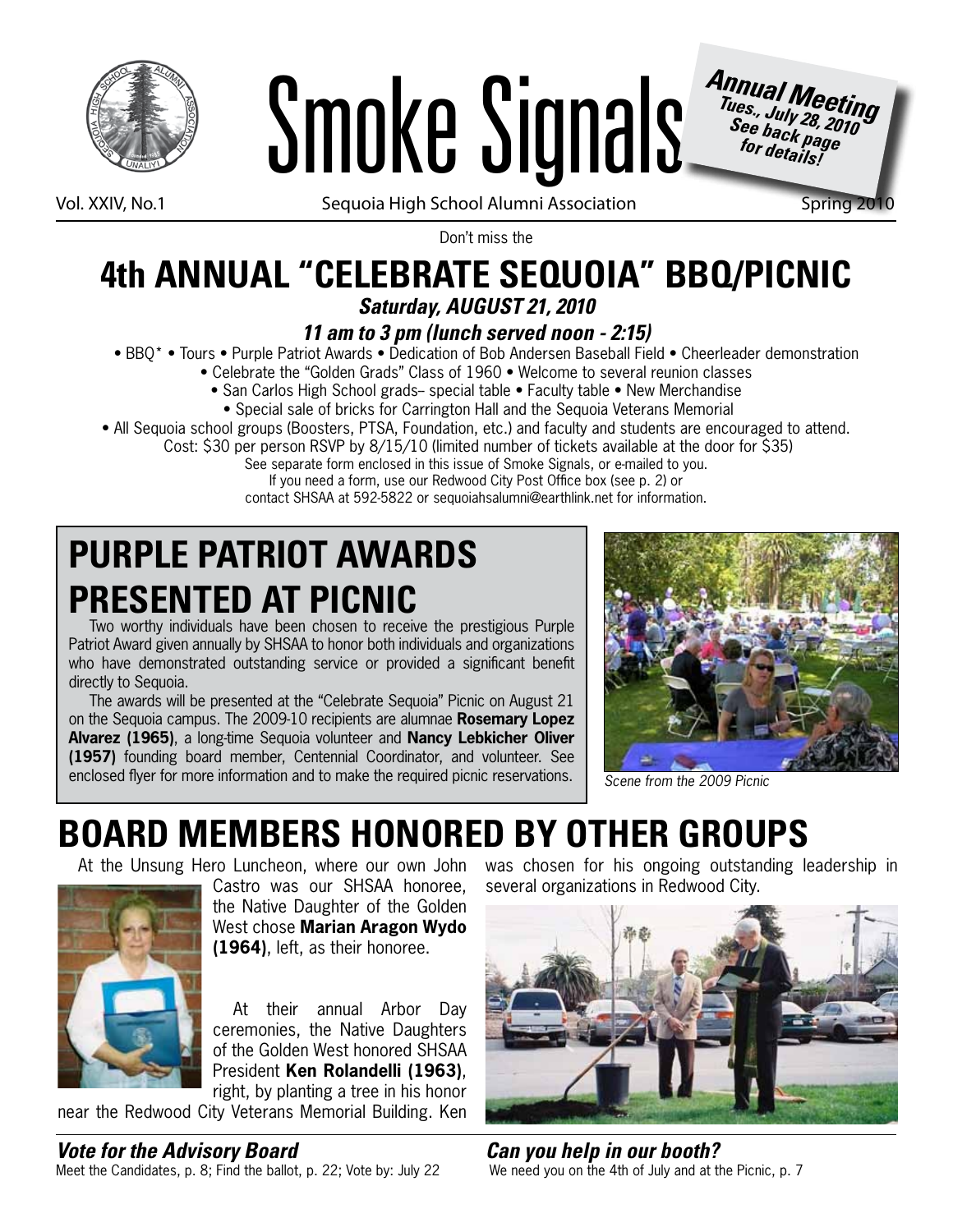# Smoke Signals

**Annual Meeting**
***Tues., July 28, 2010***
***See back page for details!***

Vol. XXIV, No.1 — Sequoia High School Alumni Association — Spring 2010

Don't miss the

# 4th ANNUAL "CELEBRATE SEQUOIA" BBQ/PICNIC

***Saturday, AUGUST 21, 2010***

***11 am to 3 pm (lunch served noon - 2:15)***

• BBQ* • Tours • Purple Patriot Awards • Dedication of Bob Andersen Baseball Field • Cheerleader demonstration
• Celebrate the "Golden Grads" Class of 1960 • Welcome to several reunion classes
• San Carlos High School grads– special table • Faculty table • New Merchandise
• Special sale of bricks for Carrington Hall and the Sequoia Veterans Memorial
• All Sequoia school groups (Boosters, PTSA, Foundation, etc.) and faculty and students are encouraged to attend.

Cost: $30 per person RSVP by 8/15/10 (limited number of tickets available at the door for $35)
See separate form enclosed in this issue of Smoke Signals, or e-mailed to you.
If you need a form, use our Redwood City Post Office box (see p. 2) or
contact SHSAA at 592-5822 or sequoiahsalumni@earthlink.net for information.

## PURPLE PATRIOT AWARDS PRESENTED AT PICNIC

Two worthy individuals have been chosen to receive the prestigious Purple Patriot Award given annually by SHSAA to honor both individuals and organizations who have demonstrated outstanding service or provided a significant benefit directly to Sequoia.

The awards will be presented at the "Celebrate Sequoia" Picnic on August 21 on the Sequoia campus. The 2009-10 recipients are alumnae **Rosemary Lopez Alvarez (1965)**, a long-time Sequoia volunteer and **Nancy Lebkicher Oliver (1957)** founding board member, Centennial Coordinator, and volunteer. See enclosed flyer for more information and to make the required picnic reservations.

*Scene from the 2009 Picnic*

## BOARD MEMBERS HONORED BY OTHER GROUPS

At the Unsung Hero Luncheon, where our own John Castro was our SHSAA honoree, the Native Daughter of the Golden West chose **Marian Aragon Wydo (1964)**, left, as their honoree.

At their annual Arbor Day ceremonies, the Native Daughters of the Golden West honored SHSAA President **Ken Rolandelli (1963)**, right, by planting a tree in his honor near the Redwood City Veterans Memorial Building. Ken was chosen for his ongoing outstanding leadership in several organizations in Redwood City.

### *Vote for the Advisory Board*

Meet the Candidates, p. 8; Find the ballot, p. 22; Vote by: July 22

### *Can you help in our booth?*

We need you on the 4th of July and at the Picnic, p. 7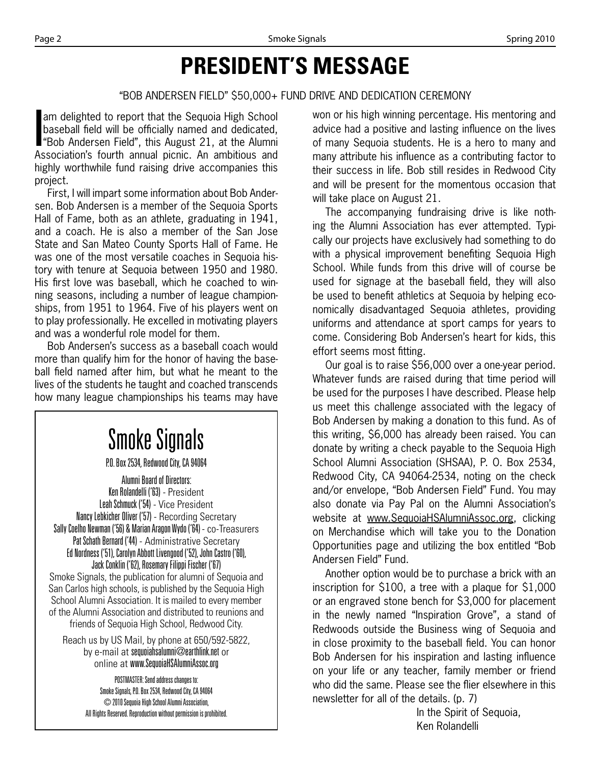# PRESIDENT'S MESSAGE

"BOB ANDERSEN FIELD" $50,000+ FUND DRIVE AND DEDICATION CEREMONY

I am delighted to report that the Sequoia High School baseball field will be officially named and dedicated, "Bob Andersen Field", this August 21, at the Alumni Association's fourth annual picnic. An ambitious and highly worthwhile fund raising drive accompanies this project.

First, I will impart some information about Bob Andersen. Bob Andersen is a member of the Sequoia Sports Hall of Fame, both as an athlete, graduating in 1941, and a coach. He is also a member of the San Jose State and San Mateo County Sports Hall of Fame. He was one of the most versatile coaches in Sequoia history with tenure at Sequoia between 1950 and 1980. His first love was baseball, which he coached to winning seasons, including a number of league championships, from 1951 to 1964. Five of his players went on to play professionally. He excelled in motivating players and was a wonderful role model for them.

Bob Andersen's success as a baseball coach would more than qualify him for the honor of having the baseball field named after him, but what he meant to the lives of the students he taught and coached transcends how many league championships his teams may have won or his high winning percentage. His mentoring and advice had a positive and lasting influence on the lives of many Sequoia students. He is a hero to many and many attribute his influence as a contributing factor to their success in life. Bob still resides in Redwood City and will be present for the momentous occasion that will take place on August 21.

The accompanying fundraising drive is like nothing the Alumni Association has ever attempted. Typically our projects have exclusively had something to do with a physical improvement benefiting Sequoia High School. While funds from this drive will of course be used for signage at the baseball field, they will also be used to benefit athletics at Sequoia by helping economically disadvantaged Sequoia athletes, providing uniforms and attendance at sport camps for years to come. Considering Bob Andersen's heart for kids, this effort seems most fitting.

Our goal is to raise $56,000 over a one-year period. Whatever funds are raised during that time period will be used for the purposes I have described. Please help us meet this challenge associated with the legacy of Bob Andersen by making a donation to this fund. As of this writing, $6,000 has already been raised. You can donate by writing a check payable to the Sequoia High School Alumni Association (SHSAA), P. O. Box 2534, Redwood City, CA 94064-2534, noting on the check and/or envelope, "Bob Andersen Field" Fund. You may also donate via Pay Pal on the Alumni Association's website at www.SequoiaHSAlumniAssoc.org, clicking on Merchandise which will take you to the Donation Opportunities page and utilizing the box entitled "Bob Andersen Field" Fund.

Another option would be to purchase a brick with an inscription for $100, a tree with a plaque for $1,000 or an engraved stone bench for $3,000 for placement in the newly named "Inspiration Grove", a stand of Redwoods outside the Business wing of Sequoia and in close proximity to the baseball field. You can honor Bob Andersen for his inspiration and lasting influence on your life or any teacher, family member or friend who did the same. Please see the flier elsewhere in this newsletter for all of the details. (p. 7)

In the Spirit of Sequoia,
Ken Rolandelli

---

## Smoke Signals

P.O. Box 2534, Redwood City, CA 94064

Alumni Board of Directors:
Ken Rolandelli ('63) - President
Leah Schmuck ('54) - Vice President
Nancy Lebkicher Oliver ('57) - Recording Secretary
Sally Coelho Newman ('56) & Marian Aragon Wydo ('64) - co-Treasurers
Pat Schath Bernard ('44) - Administrative Secretary
Ed Nordness ('51), Carolyn Abbott Livengood ('52), John Castro ('60), Jack Conklin ('62), Rosemary Filippi Fischer ('67)

Smoke Signals, the publication for alumni of Sequoia and San Carlos high schools, is published by the Sequoia High School Alumni Association. It is mailed to every member of the Alumni Association and distributed to reunions and friends of Sequoia High School, Redwood City.

Reach us by US Mail, by phone at 650/592-5822, by e-mail at sequoiahsalumni@earthlink.net or online at www.SequoiaHSAlumniAssoc.org

POSTMASTER: Send address changes to:
Smoke Signals, P.O. Box 2534, Redwood City, CA 94064
© 2010 Sequoia High School Alumni Association,
All Rights Reserved. Reproduction without permission is prohibited.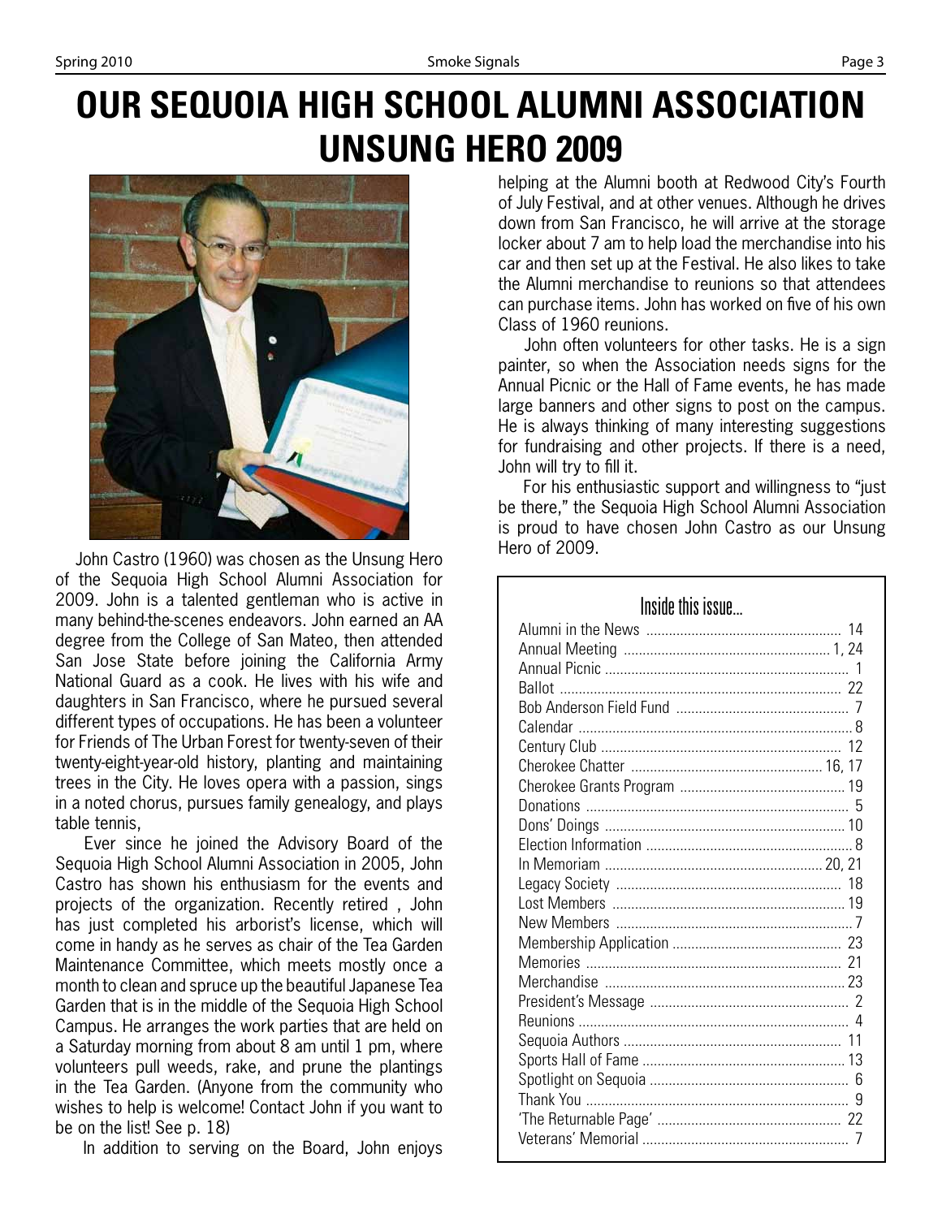# OUR SEQUOIA HIGH SCHOOL ALUMNI ASSOCIATION UNSUNG HERO 2009

John Castro (1960) was chosen as the Unsung Hero of the Sequoia High School Alumni Association for 2009. John is a talented gentleman who is active in many behind-the-scenes endeavors. John earned an AA degree from the College of San Mateo, then attended San Jose State before joining the California Army National Guard as a cook. He lives with his wife and daughters in San Francisco, where he pursued several different types of occupations. He has been a volunteer for Friends of The Urban Forest for twenty-seven of their twenty-eight-year-old history, planting and maintaining trees in the City. He loves opera with a passion, sings in a noted chorus, pursues family genealogy, and plays table tennis,

Ever since he joined the Advisory Board of the Sequoia High School Alumni Association in 2005, John Castro has shown his enthusiasm for the events and projects of the organization. Recently retired , John has just completed his arborist's license, which will come in handy as he serves as chair of the Tea Garden Maintenance Committee, which meets mostly once a month to clean and spruce up the beautiful Japanese Tea Garden that is in the middle of the Sequoia High School Campus. He arranges the work parties that are held on a Saturday morning from about 8 am until 1 pm, where volunteers pull weeds, rake, and prune the plantings in the Tea Garden. (Anyone from the community who wishes to help is welcome! Contact John if you want to be on the list! See p. 18)

In addition to serving on the Board, John enjoys helping at the Alumni booth at Redwood City's Fourth of July Festival, and at other venues. Although he drives down from San Francisco, he will arrive at the storage locker about 7 am to help load the merchandise into his car and then set up at the Festival. He also likes to take the Alumni merchandise to reunions so that attendees can purchase items. John has worked on five of his own Class of 1960 reunions.

John often volunteers for other tasks. He is a sign painter, so when the Association needs signs for the Annual Picnic or the Hall of Fame events, he has made large banners and other signs to post on the campus. He is always thinking of many interesting suggestions for fundraising and other projects. If there is a need, John will try to fill it.

For his enthusiastic support and willingness to "just be there," the Sequoia High School Alumni Association is proud to have chosen John Castro as our Unsung Hero of 2009.

## Inside this issue...

| | |
|---|---|
| Alumni in the News | 14 |
| Annual Meeting | 1, 24 |
| Annual Picnic | 1 |
| Ballot | 22 |
| Bob Anderson Field Fund | 7 |
| Calendar | 8 |
| Century Club | 12 |
| Cherokee Chatter | 16, 17 |
| Cherokee Grants Program | 19 |
| Donations | 5 |
| Dons' Doings | 10 |
| Election Information | 8 |
| In Memoriam | 20, 21 |
| Legacy Society | 18 |
| Lost Members | 19 |
| New Members | 7 |
| Membership Application | 23 |
| Memories | 21 |
| Merchandise | 23 |
| President's Message | 2 |
| Reunions | 4 |
| Sequoia Authors | 11 |
| Sports Hall of Fame | 13 |
| Spotlight on Sequoia | 6 |
| Thank You | 9 |
| 'The Returnable Page' | 22 |
| Veterans' Memorial | 7 |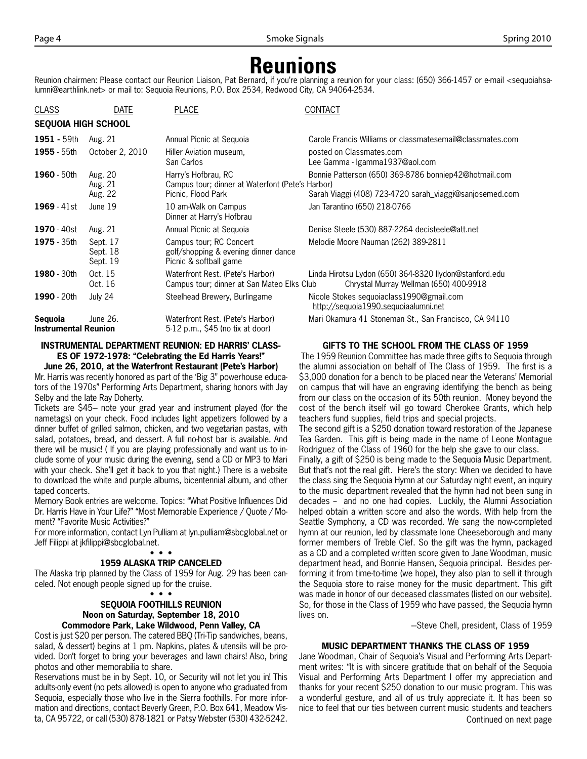# Reunions

Reunion chairmen: Please contact our Reunion Liaison, Pat Bernard, if you're planning a reunion for your class: (650) 366-1457 or e-mail <sequoiahsalumni@earthlink.net> or mail to: Sequoia Reunions, P.O. Box 2534, Redwood City, CA 94064-2534.

| CLASS | DATE | PLACE | CONTACT |
|---|---|---|---|
| **SEQUOIA HIGH SCHOOL** | | | |
| **1951** - 59th | Aug. 21 | Annual Picnic at Sequoia | Carole Francis Williams or classmatesemail@classmates.com |
| **1955** - 55th | October 2, 2010 | Hiller Aviation museum, San Carlos | posted on Classmates.com Lee Gamma - lgamma1937@aol.com |
| **1960** - 50th | Aug. 20 / Aug. 21 / Aug. 22 | Harry's Hofbrau, RC / Campus tour; dinner at Waterfront (Pete's Harbor) / Picnic, Flood Park | Bonnie Patterson (650) 369-8786 bonniep42@hotmail.com / Sarah Viaggi (408) 723-4720 sarah_viaggi@sanjosemed.com |
| **1969** - 41st | June 19 | 10 am-Walk on Campus Dinner at Harry's Hofbrau | Jan Tarantino (650) 218-0766 |
| **1970** - 40st | Aug. 21 | Annual Picnic at Sequoia | Denise Steele (530) 887-2264 decisteele@att.net |
| **1975** - 35th | Sept. 17 / Sept. 18 / Sept. 19 | Campus tour; RC Concert / golf/shopping & evening dinner dance / Picnic & softball game | Melodie Moore Nauman (262) 389-2811 |
| **1980** - 30th | Oct. 15 / Oct. 16 | Waterfront Rest. (Pete's Harbor) / Campus tour; dinner at San Mateo Elks Club | Linda Hirotsu Lydon (650) 364-8320 llydon@stanford.edu / Chrystal Murray Wellman (650) 400-9918 |
| **1990** - 20th | July 24 | Steelhead Brewery, Burlingame | Nicole Stokes sequoiaclass1990@gmail.com http://sequoia1990.sequoiaalumni.net |
| **Sequoia Instrumental Reunion** | June 26. | Waterfront Rest. (Pete's Harbor) 5-12 p.m., $45 (no tix at door) | Mari Okamura 41 Stoneman St., San Francisco, CA 94110 |

### INSTRUMENTAL DEPARTMENT REUNION: ED HARRIS' CLASSES OF 1972-1978: "Celebrating the Ed Harris Years!" June 26, 2010, at the Waterfront Restaurant (Pete's Harbor)

Mr. Harris was recently honored as part of the 'Big 3" powerhouse educators of the 1970s" Performing Arts Department, sharing honors with Jay Selby and the late Ray Doherty.

Tickets are $45– note your grad year and instrument played (for the nametags) on your check. Food includes light appetizers followed by a dinner buffet of grilled salmon, chicken, and two vegetarian pastas, with salad, potatoes, bread, and dessert. A full no-host bar is available. And there will be music! ( If you are playing professionally and want us to include some of your music during the evening, send a CD or MP3 to Mari with your check. She'll get it back to you that night.) There is a website to download the white and purple albums, bicentennial album, and other taped concerts.

Memory Book entries are welcome. Topics: "What Positive Influences Did Dr. Harris Have in Your Life?" "Most Memorable Experience / Quote / Moment? "Favorite Music Activities?"

For more information, contact Lyn Pulliam at lyn.pulliam@sbcglobal.net or Jeff Filippi at jkfilippi@sbcglobal.net.

• • •

### 1959 ALASKA TRIP CANCELED

The Alaska trip planned by the Class of 1959 for Aug. 29 has been canceled. Not enough people signed up for the cruise.

• • •

### SEQUOIA FOOTHILLS REUNION Noon on Saturday, September 18, 2010 Commodore Park, Lake Wildwood, Penn Valley, CA

Cost is just $20 per person. The catered BBQ (Tri-Tip sandwiches, beans, salad, & dessert) begins at 1 pm. Napkins, plates & utensils will be provided. Don't forget to bring your beverages and lawn chairs! Also, bring photos and other memorabilia to share.

Reservations must be in by Sept. 10, or Security will not let you in! This adults-only event (no pets allowed) is open to anyone who graduated from Sequoia, especially those who live in the Sierra foothills. For more information and directions, contact Beverly Green, P.O. Box 641, Meadow Vista, CA 95722, or call (530) 878-1821 or Patsy Webster (530) 432-5242.

### GIFTS TO THE SCHOOL FROM THE CLASS OF 1959

The 1959 Reunion Committee has made three gifts to Sequoia through the alumni association on behalf of The Class of 1959. The first is a $3,000 donation for a bench to be placed near the Veterans' Memorial on campus that will have an engraving identifying the bench as being from our class on the occasion of its 50th reunion. Money beyond the cost of the bench itself will go toward Cherokee Grants, which help teachers fund supplies, field trips and special projects.

The second gift is a $250 donation toward restoration of the Japanese Tea Garden. This gift is being made in the name of Leone Montague Rodriguez of the Class of 1960 for the help she gave to our class.

Finally, a gift of $250 is being made to the Sequoia Music Department. But that's not the real gift. Here's the story: When we decided to have the class sing the Sequoia Hymn at our Saturday night event, an inquiry to the music department revealed that the hymn had not been sung in decades – and no one had copies. Luckily, the Alumni Association helped obtain a written score and also the words. With help from the Seattle Symphony, a CD was recorded. We sang the now-completed hymn at our reunion, led by classmate Ione Cheeseborough and many former members of Treble Clef. So the gift was the hymn, packaged as a CD and a completed written score given to Jane Woodman, music department head, and Bonnie Hansen, Sequoia principal. Besides performing it from time-to-time (we hope), they also plan to sell it through the Sequoia store to raise money for the music department. This gift was made in honor of our deceased classmates (listed on our website). So, for those in the Class of 1959 who have passed, the Sequoia hymn lives on.

–Steve Chell, president, Class of 1959

### MUSIC DEPARTMENT THANKS THE CLASS OF 1959

Jane Woodman, Chair of Sequoia's Visual and Performing Arts Department writes: "It is with sincere gratitude that on behalf of the Sequoia Visual and Performing Arts Department I offer my appreciation and thanks for your recent $250 donation to our music program. This was a wonderful gesture, and all of us truly appreciate it. It has been so nice to feel that our ties between current music students and teachers

Continued on next page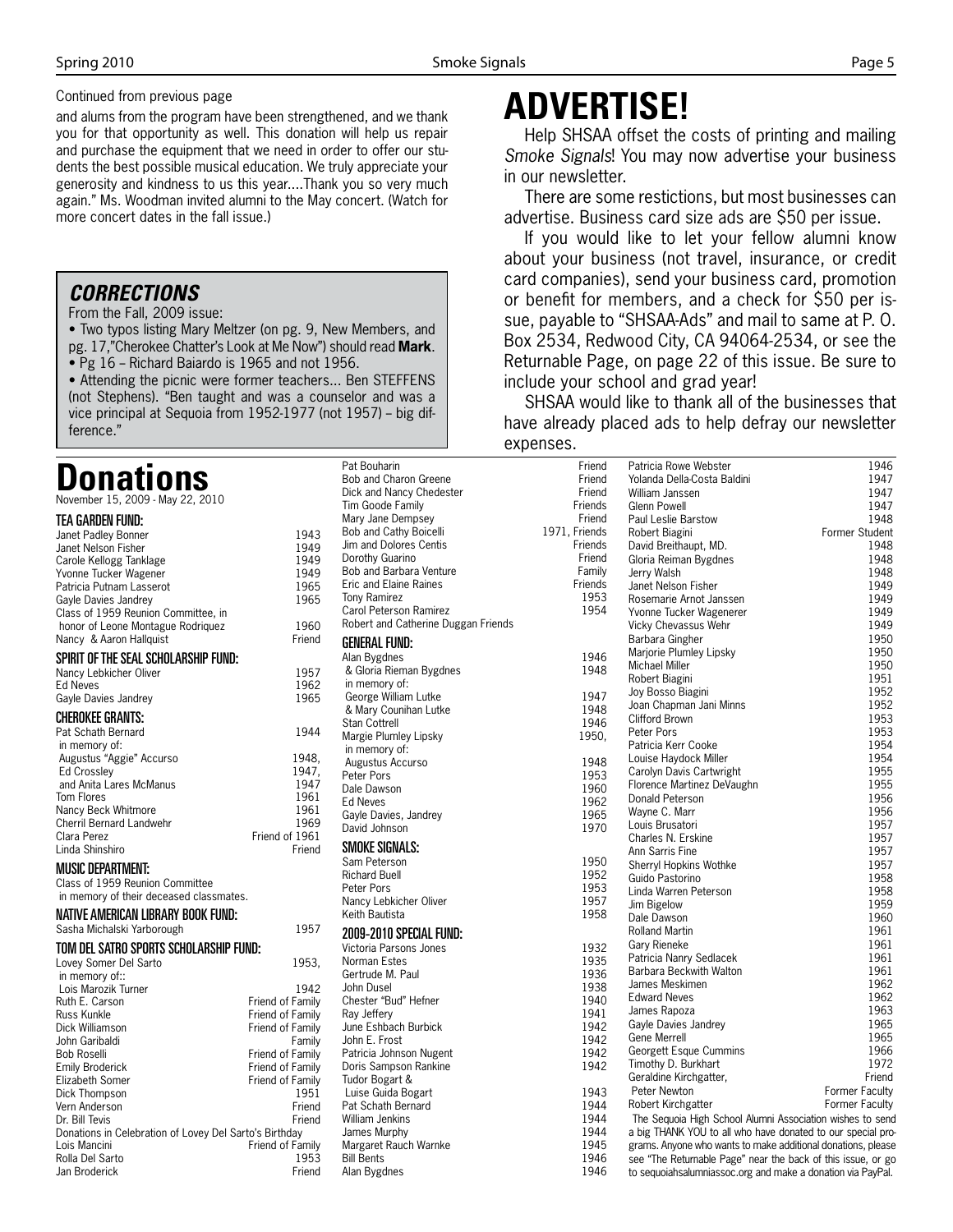Continued from previous page

and alums from the program have been strengthened, and we thank you for that opportunity as well. This donation will help us repair and purchase the equipment that we need in order to offer our students the best possible musical education. We truly appreciate your generosity and kindness to us this year....Thank you so very much again." Ms. Woodman invited alumni to the May concert. (Watch for more concert dates in the fall issue.)

### *CORRECTIONS*

From the Fall, 2009 issue:

- Two typos listing Mary Meltzer (on pg. 9, New Members, and pg. 17,"Cherokee Chatter's Look at Me Now") should read **Mark**.
- Pg 16 – Richard Baiardo is 1965 and not 1956.
- Attending the picnic were former teachers... Ben STEFFENS (not Stephens). "Ben taught and was a counselor and was a vice principal at Sequoia from 1952-1977 (not 1957) – big difference."

# ADVERTISE!

Help SHSAA offset the costs of printing and mailing *Smoke Signals*! You may now advertise your business in our newsletter.

There are some restictions, but most businesses can advertise. Business card size ads are $50 per issue.

If you would like to let your fellow alumni know about your business (not travel, insurance, or credit card companies), send your business card, promotion or benefit for members, and a check for $50 per issue, payable to "SHSAA-Ads" and mail to same at P. O. Box 2534, Redwood City, CA 94064-2534, or see the Returnable Page, on page 22 of this issue. Be sure to include your school and grad year!

SHSAA would like to thank all of the businesses that have already placed ads to help defray our newsletter expenses.

# Donations

November 15, 2009 - May 22, 2010

### TEA GARDEN FUND:

| | |
|---|---|
| Janet Padley Bonner | 1943 |
| Janet Nelson Fisher | 1949 |
| Carole Kellogg Tanklage | 1949 |
| Yvonne Tucker Wagener | 1949 |
| Patricia Putnam Lasserot | 1965 |
| Gayle Davies Jandrey | 1965 |
| Class of 1959 Reunion Committee, in honor of Leone Montague Rodriquez | 1960 |
| Nancy & Aaron Hallquist | Friend |

### SPIRIT OF THE SEAL SCHOLARSHIP FUND:

| | |
|---|---|
| Nancy Lebkicher Oliver | 1957 |
| Ed Neves | 1962 |
| Gayle Davies Jandrey | 1965 |

### CHEROKEE GRANTS:

| | |
|---|---|
| Pat Schath Bernard | 1944 |
| in memory of: | |
| Augustus "Aggie" Accurso | 1948, |
| Ed Crossley | 1947, |
| and Anita Lares McManus | 1947 |
| Tom Flores | 1961 |
| Nancy Beck Whitmore | 1961 |
| Cherril Bernard Landwehr | 1969 |
| Clara Perez | Friend of 1961 |
| Linda Shinshiro | Friend |

### MUSIC DEPARTMENT:

Class of 1959 Reunion Committee in memory of their deceased classmates.

### NATIVE AMERICAN LIBRARY BOOK FUND:

| | |
|---|---|
| Sasha Michalski Yarborough | 1957 |

### TOM DEL SATRO SPORTS SCHOLARSHIP FUND:

| | |
|---|---|
| Lovey Somer Del Sarto | 1953, |
| in memory of:: | |
| Lois Marozik Turner | 1942 |
| Ruth E. Carson | Friend of Family |
| Russ Kunkle | Friend of Family |
| Dick Williamson | Friend of Family |
| John Garibaldi | Family |
| Bob Roselli | Friend of Family |
| Emily Broderick | Friend of Family |
| Elizabeth Somer | Friend of Family |
| Dick Thompson | 1951 |
| Vern Anderson | Friend |
| Dr. Bill Tevis | Friend |
| Donations in Celebration of Lovey Del Sarto's Birthday | |
| Lois Mancini | Friend of Family |
| Rolla Del Sarto | 1953 |
| Jan Broderick | Friend |
| Pat Bouharin | Friend |
| Bob and Charon Greene | Friend |
| Dick and Nancy Chedester | Friend |
| Tim Goode Family | Friends |
| Mary Jane Dempsey | Friend |
| Bob and Cathy Boicelli | 1971, Friends |
| Jim and Dolores Centis | Friends |
| Dorothy Guarino | Friend |
| Bob and Barbara Venture | Family |
| Eric and Elaine Raines | Friends |
| Tony Ramirez | 1953 |
| Carol Peterson Ramirez | 1954 |
| Robert and Catherine Duggan Friends | |

### GENERAL FUND:

| | |
|---|---|
| Alan Bygdnes | 1946 |
| & Gloria Rieman Bygdnes | 1948 |
| in memory of: | |
| George William Lutke | 1947 |
| & Mary Counihan Lutke | 1948 |
| Stan Cottrell | 1946 |
| Margie Plumley Lipsky | 1950, |
| in memory of: | |
| Augustus Accurso | 1948 |
| Peter Pors | 1953 |
| Dale Dawson | 1960 |
| Ed Neves | 1962 |
| Gayle Davies, Jandrey | 1965 |
| David Johnson | 1970 |

### SMOKE SIGNALS:

| | |
|---|---|
| Sam Peterson | 1950 |
| Richard Buell | 1952 |
| Peter Pors | 1953 |
| Nancy Lebkicher Oliver | 1957 |
| Keith Bautista | 1958 |

### 2009-2010 SPECIAL FUND:

| | |
|---|---|
| Victoria Parsons Jones | 1932 |
| Norman Estes | 1935 |
| Gertrude M. Paul | 1936 |
| John Dusel | 1938 |
| Chester "Bud" Hefner | 1940 |
| Ray Jeffery | 1941 |
| June Eshbach Burbick | 1942 |
| John E. Frost | 1942 |
| Patricia Johnson Nugent | 1942 |
| Doris Sampson Rankine | 1942 |
| Tudor Bogart & | |
| Luise Guida Bogart | 1943 |
| Pat Schath Bernard | 1944 |
| William Jenkins | 1944 |
| James Murphy | 1944 |
| Margaret Rauch Warnke | 1945 |
| Bill Bents | 1946 |
| Alan Bygdnes | 1946 |
| Patricia Rowe Webster | 1946 |
| Yolanda Della-Costa Baldini | 1947 |
| William Janssen | 1947 |
| Glenn Powell | 1947 |
| Paul Leslie Barstow | 1948 |
| Robert Biagini | Former Student |
| David Breithaupt, MD. | 1948 |
| Gloria Reiman Bygdnes | 1948 |
| Jerry Walsh | 1948 |
| Janet Nelson Fisher | 1949 |
| Rosemarie Arnot Janssen | 1949 |
| Yvonne Tucker Wagenerer | 1949 |
| Vicky Chevassus Wehr | 1949 |
| Barbara Gingher | 1950 |
| Marjorie Plumley Lipsky | 1950 |
| Michael Miller | 1950 |
| Robert Biagini | 1951 |
| Joy Bosso Biagini | 1952 |
| Joan Chapman Jani Minns | 1952 |
| Clifford Brown | 1953 |
| Peter Pors | 1953 |
| Patricia Kerr Cooke | 1954 |
| Louise Haydock Miller | 1954 |
| Carolyn Davis Cartwright | 1955 |
| Florence Martinez DeVaughn | 1955 |
| Donald Peterson | 1956 |
| Wayne C. Marr | 1956 |
| Louis Brusatori | 1957 |
| Charles N. Erskine | 1957 |
| Ann Sarris Fine | 1957 |
| Sherryl Hopkins Wothke | 1957 |
| Guido Pastorino | 1958 |
| Linda Warren Peterson | 1958 |
| Jim Bigelow | 1959 |
| Dale Dawson | 1960 |
| Rolland Martin | 1961 |
| Gary Rieneke | 1961 |
| Patricia Nanry Sedlacek | 1961 |
| Barbara Beckwith Walton | 1961 |
| James Meskimen | 1962 |
| Edward Neves | 1962 |
| James Rapoza | 1963 |
| Gayle Davies Jandrey | 1965 |
| Gene Merrell | 1965 |
| Georgett Esque Cummins | 1966 |
| Timothy D. Burkhart | 1972 |
| Geraldine Kirchgatter, | Friend |
| Peter Newton | Former Faculty |
| Robert Kirchgatter | Former Faculty |

The Sequoia High School Alumni Association wishes to send a big THANK YOU to all who have donated to our special programs. Anyone who wants to make additional donations, please see "The Returnable Page" near the back of this issue, or go to sequoiahsalumniassoc.org and make a donation via PayPal.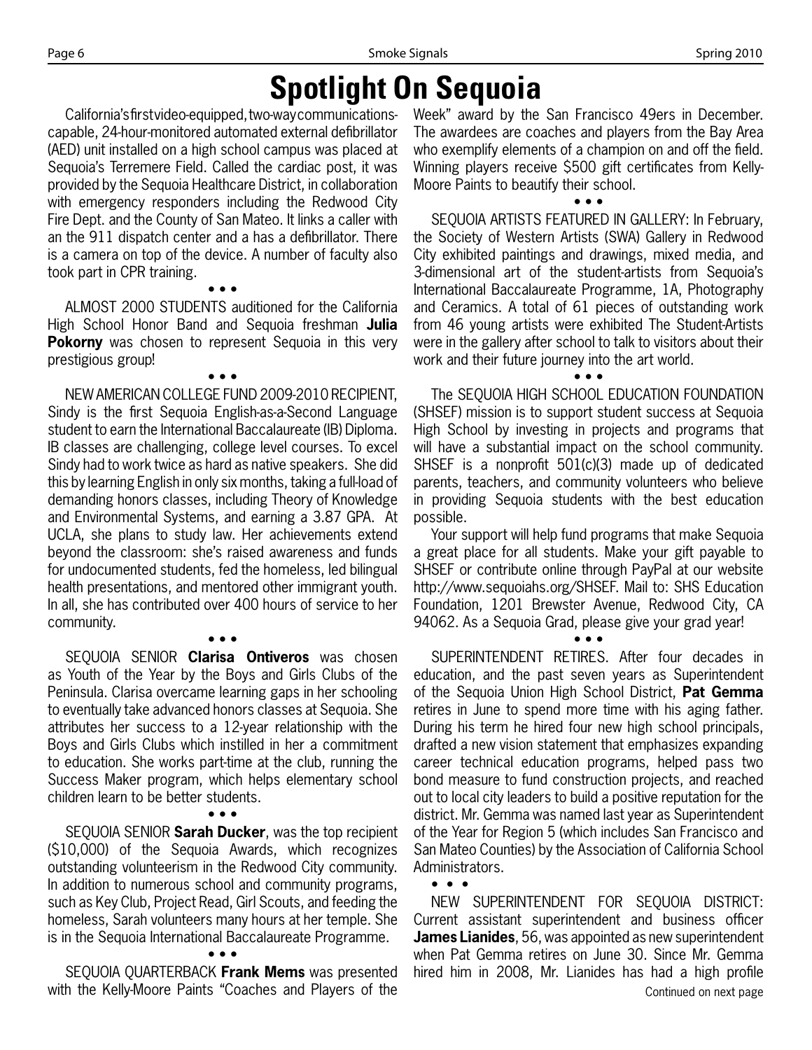# Spotlight On Sequoia

California's first video-equipped, two-way communications-capable, 24-hour-monitored automated external defibrillator (AED) unit installed on a high school campus was placed at Sequoia's Terremere Field. Called the cardiac post, it was provided by the Sequoia Healthcare District, in collaboration with emergency responders including the Redwood City Fire Dept. and the County of San Mateo. It links a caller with an the 911 dispatch center and a has a defibrillator. There is a camera on top of the device. A number of faculty also took part in CPR training.

• • •

ALMOST 2000 STUDENTS auditioned for the California High School Honor Band and Sequoia freshman **Julia Pokorny** was chosen to represent Sequoia in this very prestigious group!

• • •

NEW AMERICAN COLLEGE FUND 2009-2010 RECIPIENT, Sindy is the first Sequoia English-as-a-Second Language student to earn the International Baccalaureate (IB) Diploma. IB classes are challenging, college level courses. To excel Sindy had to work twice as hard as native speakers. She did this by learning English in only six months, taking a full-load of demanding honors classes, including Theory of Knowledge and Environmental Systems, and earning a 3.87 GPA. At UCLA, she plans to study law. Her achievements extend beyond the classroom: she's raised awareness and funds for undocumented students, fed the homeless, led bilingual health presentations, and mentored other immigrant youth. In all, she has contributed over 400 hours of service to her community.

• • •

SEQUOIA SENIOR **Clarisa Ontiveros** was chosen as Youth of the Year by the Boys and Girls Clubs of the Peninsula. Clarisa overcame learning gaps in her schooling to eventually take advanced honors classes at Sequoia. She attributes her success to a 12-year relationship with the Boys and Girls Clubs which instilled in her a commitment to education. She works part-time at the club, running the Success Maker program, which helps elementary school children learn to be better students.

• • •

SEQUOIA SENIOR **Sarah Ducker**, was the top recipient ($10,000) of the Sequoia Awards, which recognizes outstanding volunteerism in the Redwood City community. In addition to numerous school and community programs, such as Key Club, Project Read, Girl Scouts, and feeding the homeless, Sarah volunteers many hours at her temple. She is in the Sequoia International Baccalaureate Programme.

• • •

SEQUOIA QUARTERBACK **Frank Mems** was presented with the Kelly-Moore Paints "Coaches and Players of the Week" award by the San Francisco 49ers in December. The awardees are coaches and players from the Bay Area who exemplify elements of a champion on and off the field. Winning players receive $500 gift certificates from Kelly-Moore Paints to beautify their school.

• • •

SEQUOIA ARTISTS FEATURED IN GALLERY: In February, the Society of Western Artists (SWA) Gallery in Redwood City exhibited paintings and drawings, mixed media, and 3-dimensional art of the student-artists from Sequoia's International Baccalaureate Programme, 1A, Photography and Ceramics. A total of 61 pieces of outstanding work from 46 young artists were exhibited The Student-Artists were in the gallery after school to talk to visitors about their work and their future journey into the art world.

• • •

The SEQUOIA HIGH SCHOOL EDUCATION FOUNDATION (SHSEF) mission is to support student success at Sequoia High School by investing in projects and programs that will have a substantial impact on the school community. SHSEF is a nonprofit 501(c)(3) made up of dedicated parents, teachers, and community volunteers who believe in providing Sequoia students with the best education possible.

Your support will help fund programs that make Sequoia a great place for all students. Make your gift payable to SHSEF or contribute online through PayPal at our website http://www.sequoiahs.org/SHSEF. Mail to: SHS Education Foundation, 1201 Brewster Avenue, Redwood City, CA 94062. As a Sequoia Grad, please give your grad year!

• • •

SUPERINTENDENT RETIRES. After four decades in education, and the past seven years as Superintendent of the Sequoia Union High School District, **Pat Gemma** retires in June to spend more time with his aging father. During his term he hired four new high school principals, drafted a new vision statement that emphasizes expanding career technical education programs, helped pass two bond measure to fund construction projects, and reached out to local city leaders to build a positive reputation for the district. Mr. Gemma was named last year as Superintendent of the Year for Region 5 (which includes San Francisco and San Mateo Counties) by the Association of California School Administrators.

• • •

NEW SUPERINTENDENT FOR SEQUOIA DISTRICT: Current assistant superintendent and business officer **James Lianides**, 56, was appointed as new superintendent when Pat Gemma retires on June 30. Since Mr. Gemma hired him in 2008, Mr. Lianides has had a high profile

Continued on next page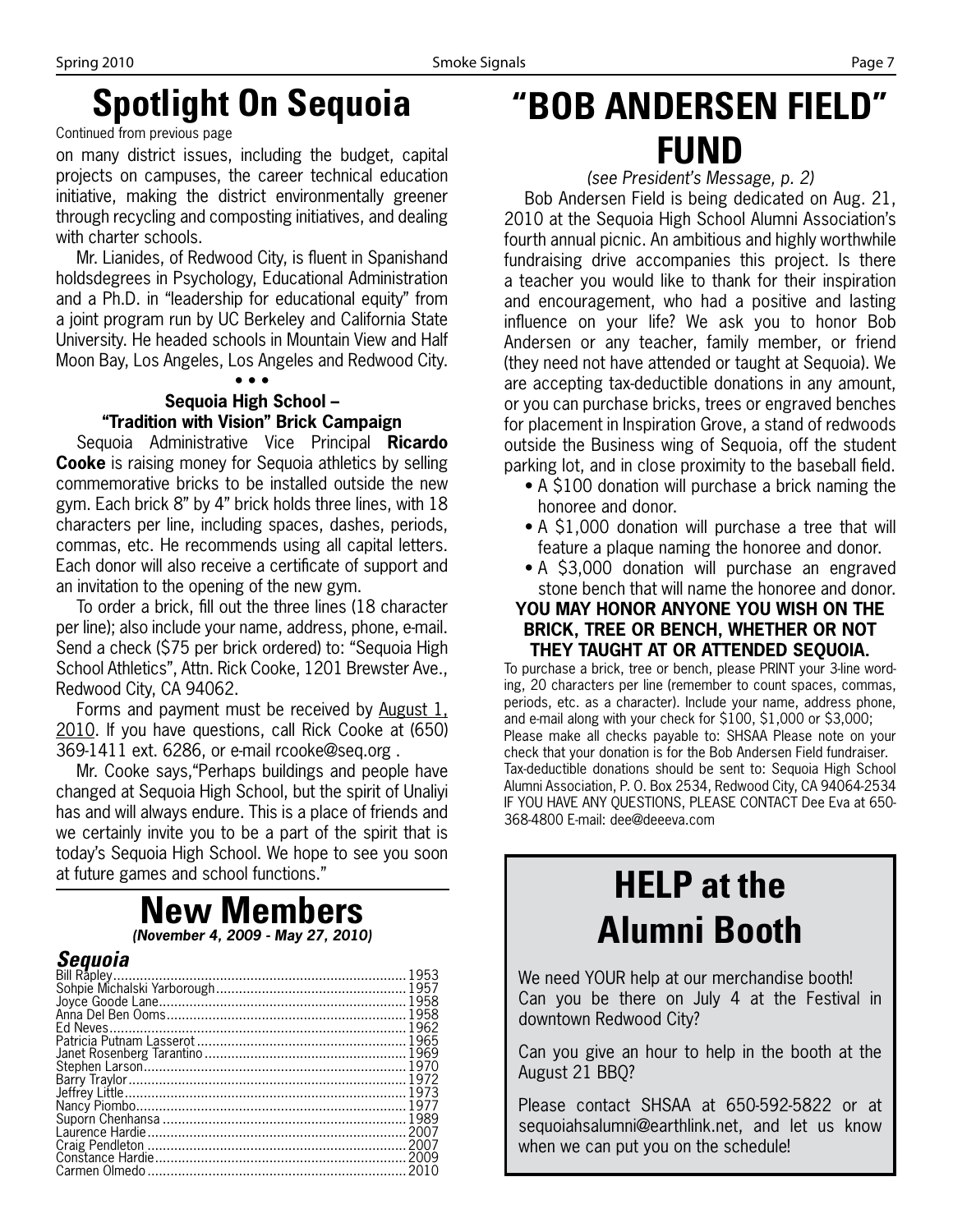# Spotlight On Sequoia

Continued from previous page

on many district issues, including the budget, capital projects on campuses, the career technical education initiative, making the district environmentally greener through recycling and composting initiatives, and dealing with charter schools.

Mr. Lianides, of Redwood City, is fluent in Spanishand holdsdegrees in Psychology, Educational Administration and a Ph.D. in "leadership for educational equity" from a joint program run by UC Berkeley and California State University. He headed schools in Mountain View and Half Moon Bay, Los Angeles, Los Angeles and Redwood City.

• • •

### Sequoia High School – "Tradition with Vision" Brick Campaign

Sequoia Administrative Vice Principal **Ricardo Cooke** is raising money for Sequoia athletics by selling commemorative bricks to be installed outside the new gym. Each brick 8" by 4" brick holds three lines, with 18 characters per line, including spaces, dashes, periods, commas, etc. He recommends using all capital letters. Each donor will also receive a certificate of support and an invitation to the opening of the new gym.

To order a brick, fill out the three lines (18 character per line); also include your name, address, phone, e-mail. Send a check ($75 per brick ordered) to: "Sequoia High School Athletics", Attn. Rick Cooke, 1201 Brewster Ave., Redwood City, CA 94062.

Forms and payment must be received by August 1, 2010. If you have questions, call Rick Cooke at (650) 369-1411 ext. 6286, or e-mail rcooke@seq.org .

Mr. Cooke says,"Perhaps buildings and people have changed at Sequoia High School, but the spirit of Unaliyi has and will always endure. This is a place of friends and we certainly invite you to be a part of the spirit that is today's Sequoia High School. We hope to see you soon at future games and school functions."

# New Members

*(November 4, 2009 - May 27, 2010)*

### *Sequoia*

| Name | Year |
|---|---|
| Bill Rapley | 1953 |
| Sohpie Michalski Yarborough | 1957 |
| Joyce Goode Lane | 1958 |
| Anna Del Ben Ooms | 1958 |
| Ed Neves | 1962 |
| Patricia Putnam Lasserot | 1965 |
| Janet Rosenberg Tarantino | 1969 |
| Stephen Larson | 1970 |
| Barry Traylor | 1972 |
| Jeffrey Little | 1973 |
| Nancy Piombo | 1977 |
| Suporn Chenhansa | 1989 |
| Laurence Hardie | 2007 |
| Craig Pendleton | 2007 |
| Constance Hardie | 2009 |
| Carmen Olmedo | 2010 |

# "BOB ANDERSEN FIELD" FUND

*(see President's Message, p. 2)*

Bob Andersen Field is being dedicated on Aug. 21, 2010 at the Sequoia High School Alumni Association's fourth annual picnic. An ambitious and highly worthwhile fundraising drive accompanies this project. Is there a teacher you would like to thank for their inspiration and encouragement, who had a positive and lasting influence on your life? We ask you to honor Bob Andersen or any teacher, family member, or friend (they need not have attended or taught at Sequoia). We are accepting tax-deductible donations in any amount, or you can purchase bricks, trees or engraved benches for placement in Inspiration Grove, a stand of redwoods outside the Business wing of Sequoia, off the student parking lot, and in close proximity to the baseball field.

- A $100 donation will purchase a brick naming the honoree and donor.
- A $1,000 donation will purchase a tree that will feature a plaque naming the honoree and donor.
- A $3,000 donation will purchase an engraved stone bench that will name the honoree and donor.

**YOU MAY HONOR ANYONE YOU WISH ON THE BRICK, TREE OR BENCH, WHETHER OR NOT THEY TAUGHT AT OR ATTENDED SEQUOIA.**

To purchase a brick, tree or bench, please PRINT your 3-line wording, 20 characters per line (remember to count spaces, commas, periods, etc. as a character). Include your name, address phone, and e-mail along with your check for $100, $1,000 or $3,000; Please make all checks payable to: SHSAA Please note on your check that your donation is for the Bob Andersen Field fundraiser. Tax-deductible donations should be sent to: Sequoia High School Alumni Association, P. O. Box 2534, Redwood City, CA 94064-2534 IF YOU HAVE ANY QUESTIONS, PLEASE CONTACT Dee Eva at 650-368-4800 E-mail: dee@deeeva.com

# HELP at the Alumni Booth

We need YOUR help at our merchandise booth! Can you be there on July 4 at the Festival in downtown Redwood City?

Can you give an hour to help in the booth at the August 21 BBQ?

Please contact SHSAA at 650-592-5822 or at sequoiahsalumni@earthlink.net, and let us know when we can put you on the schedule!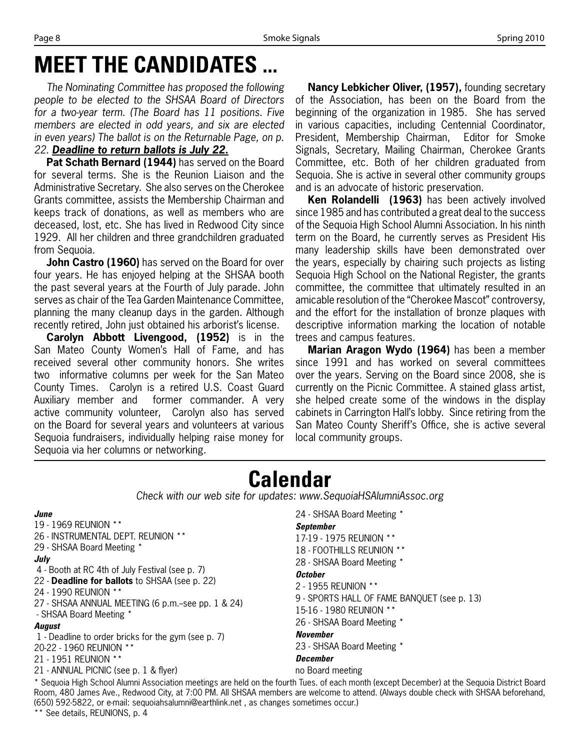# MEET THE CANDIDATES ...

*The Nominating Committee has proposed the following people to be elected to the SHSAA Board of Directors for a two-year term. (The Board has 11 positions. Five members are elected in odd years, and six are elected in even years) The ballot is on the Returnable Page, on p. 22.* ***Deadline to return ballots is July 22.***

**Pat Schath Bernard (1944)** has served on the Board for several terms. She is the Reunion Liaison and the Administrative Secretary. She also serves on the Cherokee Grants committee, assists the Membership Chairman and keeps track of donations, as well as members who are deceased, lost, etc. She has lived in Redwood City since 1929. All her children and three grandchildren graduated from Sequoia.

**John Castro (1960)** has served on the Board for over four years. He has enjoyed helping at the SHSAA booth the past several years at the Fourth of July parade. John serves as chair of the Tea Garden Maintenance Committee, planning the many cleanup days in the garden. Although recently retired, John just obtained his arborist's license.

**Carolyn Abbott Livengood, (1952)** is in the San Mateo County Women's Hall of Fame, and has received several other community honors. She writes two informative columns per week for the San Mateo County Times. Carolyn is a retired U.S. Coast Guard Auxiliary member and former commander. A very active community volunteer, Carolyn also has served on the Board for several years and volunteers at various Sequoia fundraisers, individually helping raise money for Sequoia via her columns or networking.

**Nancy Lebkicher Oliver, (1957),** founding secretary of the Association, has been on the Board from the beginning of the organization in 1985. She has served in various capacities, including Centennial Coordinator, President, Membership Chairman, Editor for Smoke Signals, Secretary, Mailing Chairman, Cherokee Grants Committee, etc. Both of her children graduated from Sequoia. She is active in several other community groups and is an advocate of historic preservation.

**Ken Rolandelli (1963)** has been actively involved since 1985 and has contributed a great deal to the success of the Sequoia High School Alumni Association. In his ninth term on the Board, he currently serves as President His many leadership skills have been demonstrated over the years, especially by chairing such projects as listing Sequoia High School on the National Register, the grants committee, the committee that ultimately resulted in an amicable resolution of the "Cherokee Mascot" controversy, and the effort for the installation of bronze plaques with descriptive information marking the location of notable trees and campus features.

**Marian Aragon Wydo (1964)** has been a member since 1991 and has worked on several committees over the years. Serving on the Board since 2008, she is currently on the Picnic Committee. A stained glass artist, she helped create some of the windows in the display cabinets in Carrington Hall's lobby. Since retiring from the San Mateo County Sheriff's Office, she is active several local community groups.

# Calendar

*Check with our web site for updates: www.SequoiaHSAlumniAssoc.org*

***June***

19 - 1969 REUNION **
26 - INSTRUMENTAL DEPT. REUNION **
29 - SHSAA Board Meeting *

***July***

4 - Booth at RC 4th of July Festival (see p. 7)
22 - **Deadline for ballots** to SHSAA (see p. 22)
24 - 1990 REUNION **
27 - SHSAA ANNUAL MEETING (6 p.m.–see pp. 1 & 24)
- SHSAA Board Meeting *

***August***

1 - Deadline to order bricks for the gym (see p. 7)
20-22 - 1960 REUNION **
21 - 1951 REUNION **
21 - ANNUAL PICNIC (see p. 1 & flyer)
24 - SHSAA Board Meeting *

***September***

17-19 - 1975 REUNION **
18 - FOOTHILLS REUNION **
28 - SHSAA Board Meeting *

***October***

2 - 1955 REUNION **
9 - SPORTS HALL OF FAME BANQUET (see p. 13)
15-16 - 1980 REUNION **
26 - SHSAA Board Meeting *

***November***

23 - SHSAA Board Meeting *

***December***

no Board meeting

* Sequoia High School Alumni Association meetings are held on the fourth Tues. of each month (except December) at the Sequoia District Board Room, 480 James Ave., Redwood City, at 7:00 PM. All SHSAA members are welcome to attend. (Always double check with SHSAA beforehand, (650) 592-5822, or e-mail: sequoiahsalumni@earthlink.net , as changes sometimes occur.)

** See details, REUNIONS, p. 4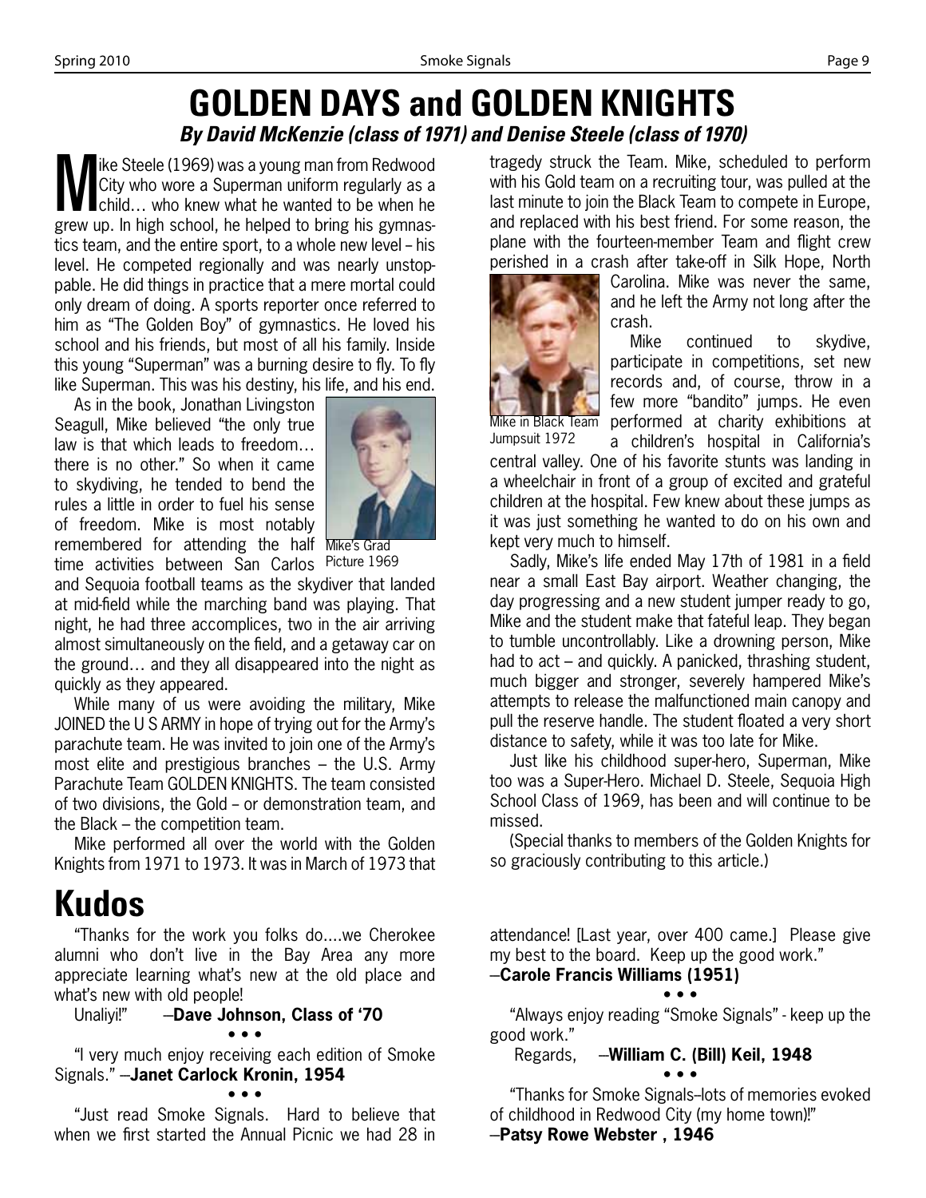# GOLDEN DAYS and GOLDEN KNIGHTS

***By David McKenzie (class of 1971) and Denise Steele (class of 1970)***

Mike Steele (1969) was a young man from Redwood City who wore a Superman uniform regularly as a child… who knew what he wanted to be when he grew up. In high school, he helped to bring his gymnastics team, and the entire sport, to a whole new level – his level. He competed regionally and was nearly unstoppable. He did things in practice that a mere mortal could only dream of doing. A sports reporter once referred to him as "The Golden Boy" of gymnastics. He loved his school and his friends, but most of all his family. Inside this young "Superman" was a burning desire to fly. To fly like Superman. This was his destiny, his life, and his end.

As in the book, Jonathan Livingston Seagull, Mike believed "the only true law is that which leads to freedom… there is no other." So when it came to skydiving, he tended to bend the rules a little in order to fuel his sense of freedom. Mike is most notably remembered for attending the half time activities between San Carlos and Sequoia football teams as the skydiver that landed at mid-field while the marching band was playing. That night, he had three accomplices, two in the air arriving almost simultaneously on the field, and a getaway car on the ground… and they all disappeared into the night as quickly as they appeared.

Mike's Grad Picture 1969

While many of us were avoiding the military, Mike JOINED the U S ARMY in hope of trying out for the Army's parachute team. He was invited to join one of the Army's most elite and prestigious branches – the U.S. Army Parachute Team GOLDEN KNIGHTS. The team consisted of two divisions, the Gold – or demonstration team, and the Black – the competition team.

Mike performed all over the world with the Golden Knights from 1971 to 1973. It was in March of 1973 that tragedy struck the Team. Mike, scheduled to perform with his Gold team on a recruiting tour, was pulled at the last minute to join the Black Team to compete in Europe, and replaced with his best friend. For some reason, the plane with the fourteen-member Team and flight crew perished in a crash after take-off in Silk Hope, North Carolina. Mike was never the same, and he left the Army not long after the crash.

Mike in Black Team Jumpsuit 1972

Mike continued to skydive, participate in competitions, set new records and, of course, throw in a few more "bandito" jumps. He even performed at charity exhibitions at a children's hospital in California's central valley. One of his favorite stunts was landing in a wheelchair in front of a group of excited and grateful children at the hospital. Few knew about these jumps as it was just something he wanted to do on his own and kept very much to himself.

Sadly, Mike's life ended May 17th of 1981 in a field near a small East Bay airport. Weather changing, the day progressing and a new student jumper ready to go, Mike and the student make that fateful leap. They began to tumble uncontrollably. Like a drowning person, Mike had to act – and quickly. A panicked, thrashing student, much bigger and stronger, severely hampered Mike's attempts to release the malfunctioned main canopy and pull the reserve handle. The student floated a very short distance to safety, while it was too late for Mike.

Just like his childhood super-hero, Superman, Mike too was a Super-Hero. Michael D. Steele, Sequoia High School Class of 1969, has been and will continue to be missed.

(Special thanks to members of the Golden Knights for so graciously contributing to this article.)

# Kudos

"Thanks for the work you folks do….we Cherokee alumni who don't live in the Bay Area any more appreciate learning what's new at the old place and what's new with old people!
Unaliyi!" –**Dave Johnson, Class of '70**

• • •

"I very much enjoy receiving each edition of Smoke Signals." –**Janet Carlock Kronin, 1954**

• • •

"Just read Smoke Signals. Hard to believe that when we first started the Annual Picnic we had 28 in attendance! [Last year, over 400 came.] Please give my best to the board. Keep up the good work."
–**Carole Francis Williams (1951)**

• • •

"Always enjoy reading "Smoke Signals" - keep up the good work."
Regards, –**William C. (Bill) Keil, 1948**

• • •

"Thanks for Smoke Signals–lots of memories evoked of childhood in Redwood City (my home town)!"
–**Patsy Rowe Webster , 1946**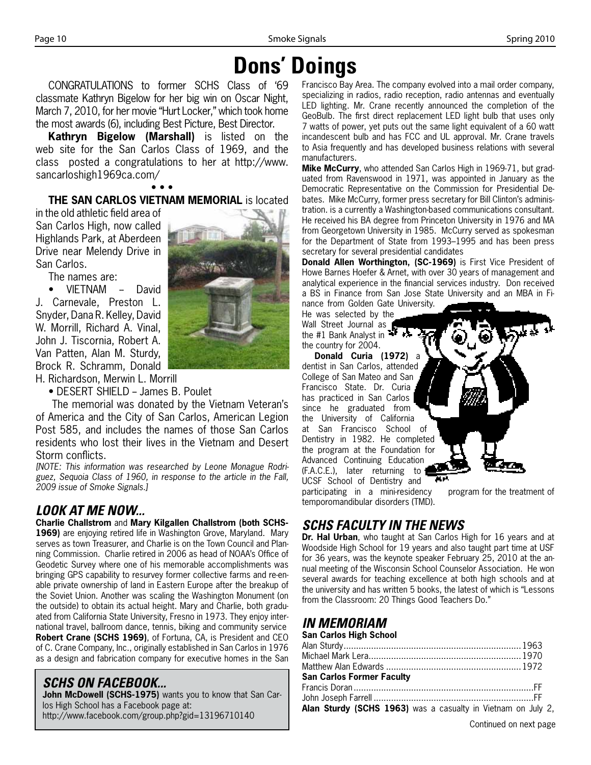# Dons' Doings

CONGRATULATIONS to former SCHS Class of '69 classmate Kathryn Bigelow for her big win on Oscar Night, March 7, 2010, for her movie "Hurt Locker," which took home the most awards (6), including Best Picture, Best Director.

**Kathryn Bigelow (Marshall)** is listed on the web site for the San Carlos Class of 1969, and the class posted a congratulations to her at http://www.sancarloshigh1969ca.com/

• • •

**THE SAN CARLOS VIETNAM MEMORIAL** is located in the old athletic field area of San Carlos High, now called Highlands Park, at Aberdeen Drive near Melendy Drive in San Carlos.

The names are:

- VIETNAM – David J. Carnevale, Preston L. Snyder, Dana R. Kelley, David W. Morrill, Richard A. Vinal, John J. Tiscornia, Robert A. Van Patten, Alan M. Sturdy, Brock R. Schramm, Donald H. Richardson, Merwin L. Morrill
- DESERT SHIELD – James B. Poulet

The memorial was donated by the Vietnam Veteran's of America and the City of San Carlos, American Legion Post 585, and includes the names of those San Carlos residents who lost their lives in the Vietnam and Desert Storm conflicts.

*[NOTE: This information was researched by Leone Monague Rodriguez, Sequoia Class of 1960, in response to the article in the Fall, 2009 issue of Smoke Signals.]*

## *LOOK AT ME NOW...*

**Charlie Challstrom** and **Mary Kilgallen Challstrom (both SCHS-1969)** are enjoying retired life in Washington Grove, Maryland. Mary serves as town Treasurer, and Charlie is on the Town Council and Planning Commission. Charlie retired in 2006 as head of NOAA's Office of Geodetic Survey where one of his memorable accomplishments was bringing GPS capability to resurvey former collective farms and re-enable private ownership of land in Eastern Europe after the breakup of the Soviet Union. Another was scaling the Washington Monument (on the outside) to obtain its actual height. Mary and Charlie, both graduated from California State University, Fresno in 1973. They enjoy international travel, ballroom dance, tennis, biking and community service

**Robert Crane (SCHS 1969)**, of Fortuna, CA, is President and CEO of C. Crane Company, Inc., originally established in San Carlos in 1976 as a design and fabrication company for executive homes in the San Francisco Bay Area. The company evolved into a mail order company, specializing in radios, radio reception, radio antennas and eventually LED lighting. Mr. Crane recently announced the completion of the GeoBulb. The first direct replacement LED light bulb that uses only 7 watts of power, yet puts out the same light equivalent of a 60 watt incandescent bulb and has FCC and UL approval. Mr. Crane travels to Asia frequently and has developed business relations with several manufacturers.

**Mike McCurry**, who attended San Carlos High in 1969-71, but graduated from Ravenswood in 1971, was appointed in January as the Democratic Representative on the Commission for Presidential Debates. Mike McCurry, former press secretary for Bill Clinton's administration. is a currently a Washington-based communications consultant. He received his BA degree from Princeton University in 1976 and MA from Georgetown University in 1985. McCurry served as spokesman for the Department of State from 1993–1995 and has been press secretary for several presidential candidates

**Donald Allen Worthington, (SC-1969)** is First Vice President of Howe Barnes Hoefer & Arnet, with over 30 years of management and analytical experience in the financial services industry. Don received a BS in Finance from San Jose State University and an MBA in Finance from Golden Gate University. He was selected by the Wall Street Journal as the #1 Bank Analyst in the country for 2004.

**Donald Curia (1972)** a dentist in San Carlos, attended College of San Mateo and San Francisco State. Dr. Curia has practiced in San Carlos since he graduated from the University of California at San Francisco School of Dentistry in 1982. He completed the program at the Foundation for Advanced Continuing Education (F.A.C.E.), later returning to UCSF School of Dentistry and participating in a mini-residency program for the treatment of temporomandibular disorders (TMD).

## *SCHS ON FACEBOOK...*

**John McDowell (SCHS-1975)** wants you to know that San Carlos High School has a Facebook page at:
http://www.facebook.com/group.php?gid=13196710140

## *SCHS FACULTY IN THE NEWS*

**Dr. Hal Urban**, who taught at San Carlos High for 16 years and at Woodside High School for 19 years and also taught part time at USF for 36 years, was the keynote speaker February 25, 2010 at the annual meeting of the Wisconsin School Counselor Association. He won several awards for teaching excellence at both high schools and at the university and has written 5 books, the latest of which is "Lessons from the Classroom: 20 Things Good Teachers Do."

## *IN MEMORIAM*

**San Carlos High School**

Alan Sturdy .......... 1963
Michael Mark Lera .......... 1970
Matthew Alan Edwards .......... 1972

**San Carlos Former Faculty**

Francis Doran .......... FF
John Joseph Farrell .......... FF

**Alan Sturdy (SCHS 1963)** was a casualty in Vietnam on July 2,

Continued on next page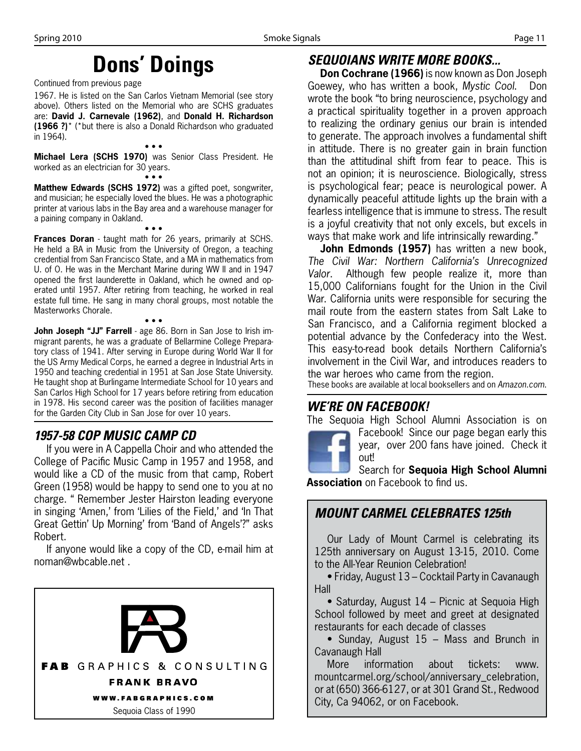# Dons' Doings

Continued from previous page

1967. He is listed on the San Carlos Vietnam Memorial (see story above). Others listed on the Memorial who are SCHS graduates are: **David J. Carnevale (1962)**, and **Donald H. Richardson (1966 ?)**\* (\*but there is also a Donald Richardson who graduated in 1964).

• • •

**Michael Lera (SCHS 1970)** was Senior Class President. He worked as an electrician for 30 years.

• • •

**Matthew Edwards (SCHS 1972)** was a gifted poet, songwriter, and musician; he especially loved the blues. He was a photographic printer at various labs in the Bay area and a warehouse manager for a paining company in Oakland.

• • •

**Frances Doran** - taught math for 26 years, primarily at SCHS. He held a BA in Music from the University of Oregon, a teaching credential from San Francisco State, and a MA in mathematics from U. of O. He was in the Merchant Marine during WW II and in 1947 opened the first launderette in Oakland, which he owned and operated until 1957. After retiring from teaching, he worked in real estate full time. He sang in many choral groups, most notable the Masterworks Chorale.

• • •

**John Joseph "JJ" Farrell** - age 86. Born in San Jose to Irish immigrant parents, he was a graduate of Bellarmine College Preparatory class of 1941. After serving in Europe during World War II for the US Army Medical Corps, he earned a degree in Industrial Arts in 1950 and teaching credential in 1951 at San Jose State University. He taught shop at Burlingame Intermediate School for 10 years and San Carlos High School for 17 years before retiring from education in 1978. His second career was the position of facilities manager for the Garden City Club in San Jose for over 10 years.

## 1957-58 COP MUSIC CAMP CD

If you were in A Cappella Choir and who attended the College of Pacific Music Camp in 1957 and 1958, and would like a CD of the music from that camp, Robert Green (1958) would be happy to send one to you at no charge. " Remember Jester Hairston leading everyone in singing 'Amen,' from 'Lilies of the Field,' and 'In That Great Gettin' Up Morning' from 'Band of Angels'?" asks Robert.

If anyone would like a copy of the CD, e-mail him at noman@wbcable.net .

**FAB** GRAPHICS & CONSULTING

**FRANK BRAVO**

**WWW.FABGRAPHICS.COM**

Sequoia Class of 1990

## SEQUOIANS WRITE MORE BOOKS...

**Don Cochrane (1966)** is now known as Don Joseph Goewey, who has written a book, *Mystic Cool*. Don wrote the book "to bring neuroscience, psychology and a practical spirituality together in a proven approach to realizing the ordinary genius our brain is intended to generate. The approach involves a fundamental shift in attitude. There is no greater gain in brain function than the attitudinal shift from fear to peace. This is not an opinion; it is neuroscience. Biologically, stress is psychological fear; peace is neurological power. A dynamically peaceful attitude lights up the brain with a fearless intelligence that is immune to stress. The result is a joyful creativity that not only excels, but excels in ways that make work and life intrinsically rewarding."

**John Edmonds (1957)** has written a new book, *The Civil War: Northern California's Unrecognized Valor*. Although few people realize it, more than 15,000 Californians fought for the Union in the Civil War. California units were responsible for securing the mail route from the eastern states from Salt Lake to San Francisco, and a California regiment blocked a potential advance by the Confederacy into the West. This easy-to-read book details Northern California's involvement in the Civil War, and introduces readers to the war heroes who came from the region.

These books are available at local booksellers and on *Amazon.com*.

## WE'RE ON FACEBOOK!

The Sequoia High School Alumni Association is on Facebook! Since our page began early this year, over 200 fans have joined. Check it out!

Search for **Sequoia High School Alumni Association** on Facebook to find us.

## MOUNT CARMEL CELEBRATES 125th

Our Lady of Mount Carmel is celebrating its 125th anniversary on August 13-15, 2010. Come to the All-Year Reunion Celebration!

- Friday, August 13 – Cocktail Party in Cavanaugh Hall
- Saturday, August 14 – Picnic at Sequoia High School followed by meet and greet at designated restaurants for each decade of classes
- Sunday, August 15 – Mass and Brunch in Cavanaugh Hall

More information about tickets: www.mountcarmel.org/school/anniversary_celebration, or at (650) 366-6127, or at 301 Grand St., Redwood City, Ca 94062, or on Facebook.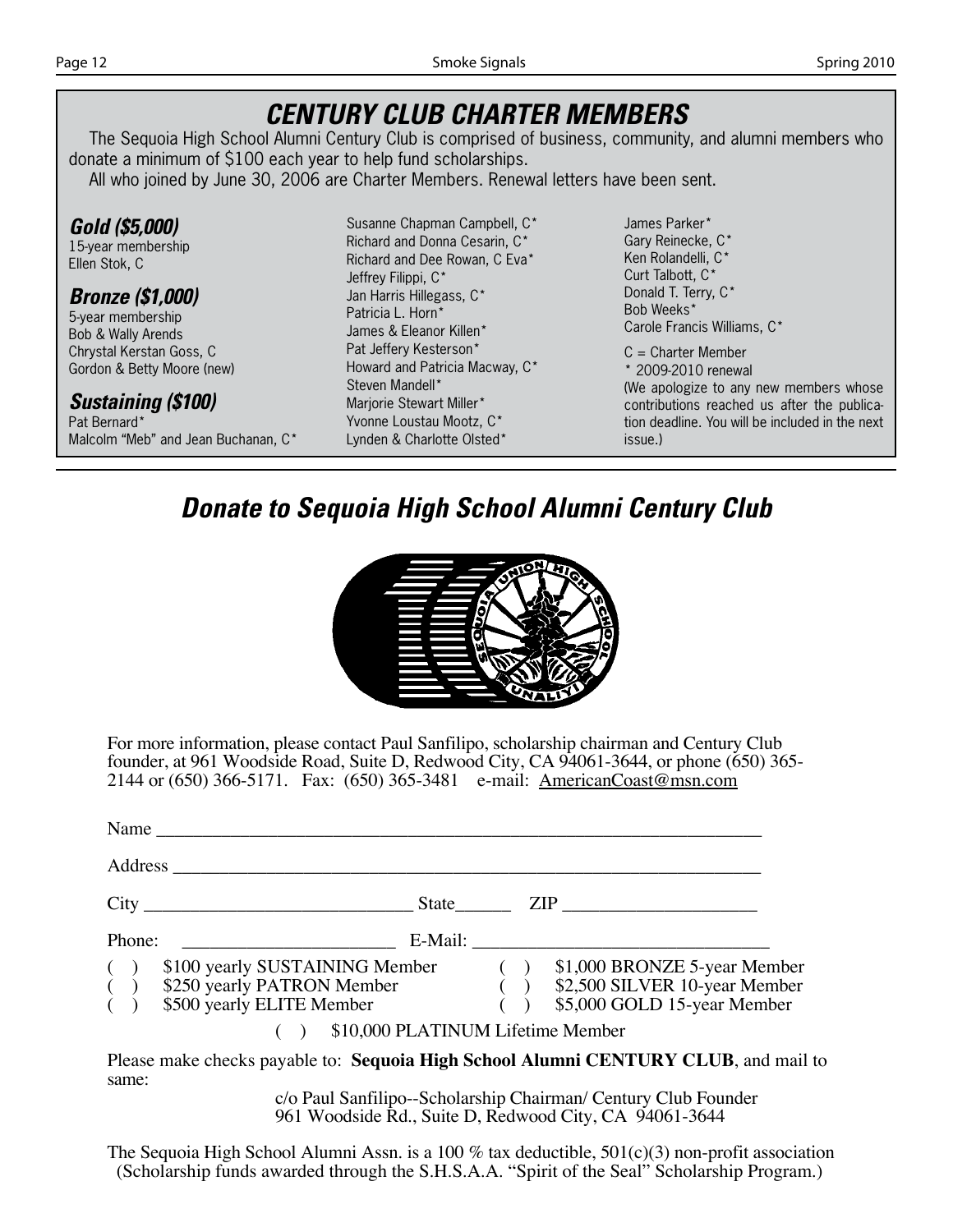## CENTURY CLUB CHARTER MEMBERS

The Sequoia High School Alumni Century Club is comprised of business, community, and alumni members who donate a minimum of $100 each year to help fund scholarships.

All who joined by June 30, 2006 are Charter Members. Renewal letters have been sent.

### Gold ($5,000)

15-year membership
Ellen Stok, C

### Bronze ($1,000)

5-year membership
Bob & Wally Arends
Chrystal Kerstan Goss, C
Gordon & Betty Moore (new)

### Sustaining ($100)

Pat Bernard*
Malcolm "Meb" and Jean Buchanan, C*
Susanne Chapman Campbell, C*
Richard and Donna Cesarin, C*
Richard and Dee Rowan, C Eva*
Jeffrey Filippi, C*
Jan Harris Hillegass, C*
Patricia L. Horn*
James & Eleanor Killen*
Pat Jeffery Kesterson*
Howard and Patricia Macway, C*
Steven Mandell*
Marjorie Stewart Miller*
Yvonne Loustau Mootz, C*
Lynden & Charlotte Olsted*
James Parker*
Gary Reinecke, C*
Ken Rolandelli, C*
Curt Talbott, C*
Donald T. Terry, C*
Bob Weeks*
Carole Francis Williams, C*

C = Charter Member
* 2009-2010 renewal

(We apologize to any new members whose contributions reached us after the publication deadline. You will be included in the next issue.)

## Donate to Sequoia High School Alumni Century Club

For more information, please contact Paul Sanfilipo, scholarship chairman and Century Club founder, at 961 Woodside Road, Suite D, Redwood City, CA 94061-3644, or phone (650) 365-2144 or (650) 366-5171. Fax: (650) 365-3481 e-mail: AmericanCoast@msn.com

Name ________________________________________________

Address ______________________________________________

City ____________________ State______ ZIP ______________

Phone: ________________ E-Mail: ______________________

( ) $100 yearly SUSTAINING Member
( ) $250 yearly PATRON Member
( ) $500 yearly ELITE Member
( ) $1,000 BRONZE 5-year Member
( ) $2,500 SILVER 10-year Member
( ) $5,000 GOLD 15-year Member
( ) $10,000 PLATINUM Lifetime Member

Please make checks payable to: **Sequoia High School Alumni CENTURY CLUB**, and mail to same:

c/o Paul Sanfilipo--Scholarship Chairman/ Century Club Founder
961 Woodside Rd., Suite D, Redwood City, CA 94061-3644

The Sequoia High School Alumni Assn. is a 100 % tax deductible, 501(c)(3) non-profit association (Scholarship funds awarded through the S.H.S.A.A. "Spirit of the Seal" Scholarship Program.)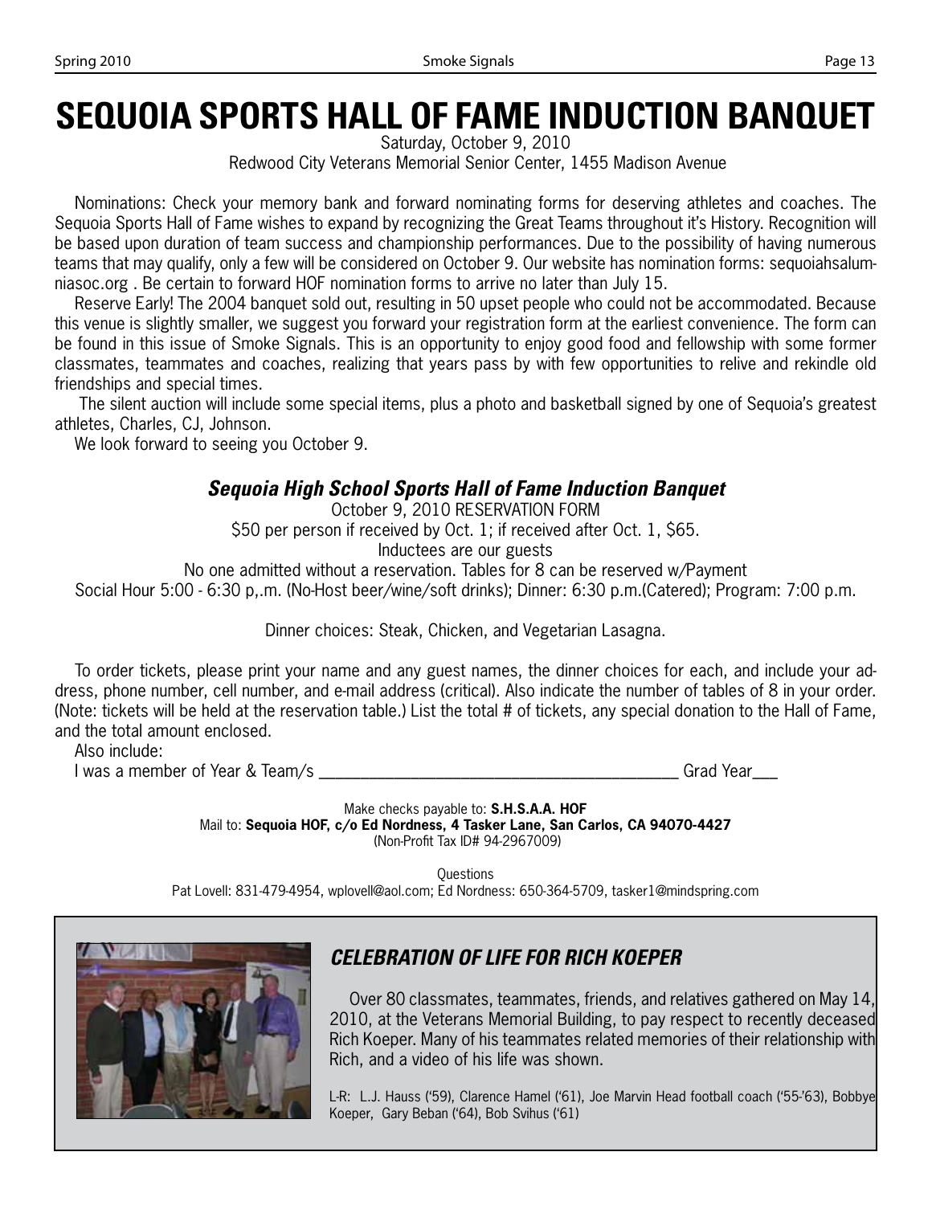# SEQUOIA SPORTS HALL OF FAME INDUCTION BANQUET

Saturday, October 9, 2010

Redwood City Veterans Memorial Senior Center, 1455 Madison Avenue

Nominations: Check your memory bank and forward nominating forms for deserving athletes and coaches. The Sequoia Sports Hall of Fame wishes to expand by recognizing the Great Teams throughout it's History. Recognition will be based upon duration of team success and championship performances. Due to the possibility of having numerous teams that may qualify, only a few will be considered on October 9. Our website has nomination forms: sequoiahsalumniasoc.org . Be certain to forward HOF nomination forms to arrive no later than July 15.

Reserve Early! The 2004 banquet sold out, resulting in 50 upset people who could not be accommodated. Because this venue is slightly smaller, we suggest you forward your registration form at the earliest convenience. The form can be found in this issue of Smoke Signals. This is an opportunity to enjoy good food and fellowship with some former classmates, teammates and coaches, realizing that years pass by with few opportunities to relive and rekindle old friendships and special times.

The silent auction will include some special items, plus a photo and basketball signed by one of Sequoia's greatest athletes, Charles, CJ, Johnson.

We look forward to seeing you October 9.

### *Sequoia High School Sports Hall of Fame Induction Banquet*

October 9, 2010 RESERVATION FORM

$50 per person if received by Oct. 1; if received after Oct. 1, $65.

Inductees are our guests

No one admitted without a reservation. Tables for 8 can be reserved w/Payment

Social Hour 5:00 - 6:30 p,.m. (No-Host beer/wine/soft drinks); Dinner: 6:30 p.m.(Catered); Program: 7:00 p.m.

Dinner choices: Steak, Chicken, and Vegetarian Lasagna.

To order tickets, please print your name and any guest names, the dinner choices for each, and include your address, phone number, cell number, and e-mail address (critical). Also indicate the number of tables of 8 in your order. (Note: tickets will be held at the reservation table.) List the total # of tickets, any special donation to the Hall of Fame, and the total amount enclosed.

Also include:

I was a member of Year & Team/s ___________________________________________ Grad Year___

Make checks payable to: **S.H.S.A.A. HOF**

Mail to: **Sequoia HOF, c/o Ed Nordness, 4 Tasker Lane, San Carlos, CA 94070-4427**

(Non-Profit Tax ID# 94-2967009)

Questions

Pat Lovell: 831-479-4954, wplovell@aol.com; Ed Nordness: 650-364-5709, tasker1@mindspring.com

### *CELEBRATION OF LIFE FOR RICH KOEPER*

Over 80 classmates, teammates, friends, and relatives gathered on May 14, 2010, at the Veterans Memorial Building, to pay respect to recently deceased Rich Koeper. Many of his teammates related memories of their relationship with Rich, and a video of his life was shown.

L-R: L.J. Hauss ('59), Clarence Hamel ('61), Joe Marvin Head football coach ('55-'63), Bobbye Koeper, Gary Beban ('64), Bob Svihus ('61)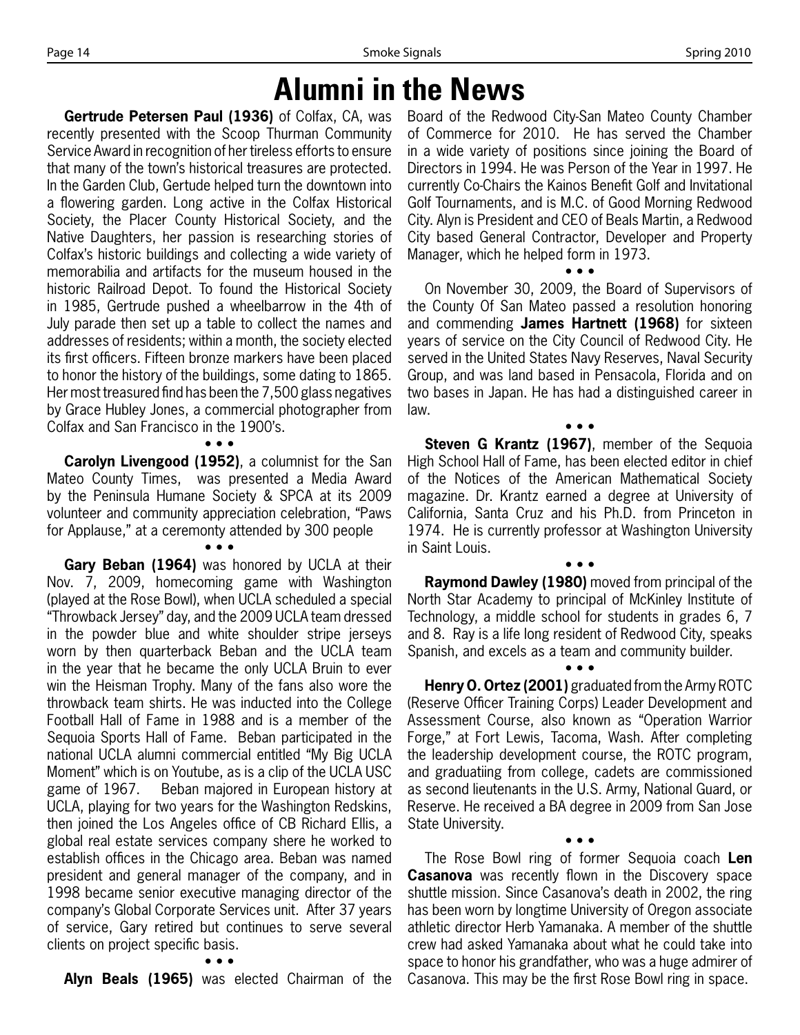# Alumni in the News

**Gertrude Petersen Paul (1936)** of Colfax, CA, was recently presented with the Scoop Thurman Community Service Award in recognition of her tireless efforts to ensure that many of the town's historical treasures are protected. In the Garden Club, Gertude helped turn the downtown into a flowering garden. Long active in the Colfax Historical Society, the Placer County Historical Society, and the Native Daughters, her passion is researching stories of Colfax's historic buildings and collecting a wide variety of memorabilia and artifacts for the museum housed in the historic Railroad Depot. To found the Historical Society in 1985, Gertrude pushed a wheelbarrow in the 4th of July parade then set up a table to collect the names and addresses of residents; within a month, the society elected its first officers. Fifteen bronze markers have been placed to honor the history of the buildings, some dating to 1865. Her most treasured find has been the 7,500 glass negatives by Grace Hubley Jones, a commercial photographer from Colfax and San Francisco in the 1900's.

• • •

**Carolyn Livengood (1952)**, a columnist for the San Mateo County Times, was presented a Media Award by the Peninsula Humane Society & SPCA at its 2009 volunteer and community appreciation celebration, "Paws for Applause," at a ceremonty attended by 300 people

• • •

**Gary Beban (1964)** was honored by UCLA at their Nov. 7, 2009, homecoming game with Washington (played at the Rose Bowl), when UCLA scheduled a special "Throwback Jersey" day, and the 2009 UCLA team dressed in the powder blue and white shoulder stripe jerseys worn by then quarterback Beban and the UCLA team in the year that he became the only UCLA Bruin to ever win the Heisman Trophy. Many of the fans also wore the throwback team shirts. He was inducted into the College Football Hall of Fame in 1988 and is a member of the Sequoia Sports Hall of Fame. Beban participated in the national UCLA alumni commercial entitled "My Big UCLA Moment" which is on Youtube, as is a clip of the UCLA USC game of 1967. Beban majored in European history at UCLA, playing for two years for the Washington Redskins, then joined the Los Angeles office of CB Richard Ellis, a global real estate services company shere he worked to establish offices in the Chicago area. Beban was named president and general manager of the company, and in 1998 became senior executive managing director of the company's Global Corporate Services unit. After 37 years of service, Gary retired but continues to serve several clients on project specific basis.

• • •

**Alyn Beals (1965)** was elected Chairman of the Board of the Redwood City-San Mateo County Chamber of Commerce for 2010. He has served the Chamber in a wide variety of positions since joining the Board of Directors in 1994. He was Person of the Year in 1997. He currently Co-Chairs the Kainos Benefit Golf and Invitational Golf Tournaments, and is M.C. of Good Morning Redwood City. Alyn is President and CEO of Beals Martin, a Redwood City based General Contractor, Developer and Property Manager, which he helped form in 1973.

• • •

On November 30, 2009, the Board of Supervisors of the County Of San Mateo passed a resolution honoring and commending **James Hartnett (1968)** for sixteen years of service on the City Council of Redwood City. He served in the United States Navy Reserves, Naval Security Group, and was land based in Pensacola, Florida and on two bases in Japan. He has had a distinguished career in law.

• • •

**Steven G Krantz (1967)**, member of the Sequoia High School Hall of Fame, has been elected editor in chief of the Notices of the American Mathematical Society magazine. Dr. Krantz earned a degree at University of California, Santa Cruz and his Ph.D. from Princeton in 1974. He is currently professor at Washington University in Saint Louis.

• • •

**Raymond Dawley (1980)** moved from principal of the North Star Academy to principal of McKinley Institute of Technology, a middle school for students in grades 6, 7 and 8. Ray is a life long resident of Redwood City, speaks Spanish, and excels as a team and community builder.

• • •

**Henry O. Ortez (2001)** graduated from the Army ROTC (Reserve Officer Training Corps) Leader Development and Assessment Course, also known as "Operation Warrior Forge," at Fort Lewis, Tacoma, Wash. After completing the leadership development course, the ROTC program, and graduatiing from college, cadets are commissioned as second lieutenants in the U.S. Army, National Guard, or Reserve. He received a BA degree in 2009 from San Jose State University.

• • •

The Rose Bowl ring of former Sequoia coach **Len Casanova** was recently flown in the Discovery space shuttle mission. Since Casanova's death in 2002, the ring has been worn by longtime University of Oregon associate athletic director Herb Yamanaka. A member of the shuttle crew had asked Yamanaka about what he could take into space to honor his grandfather, who was a huge admirer of Casanova. This may be the first Rose Bowl ring in space.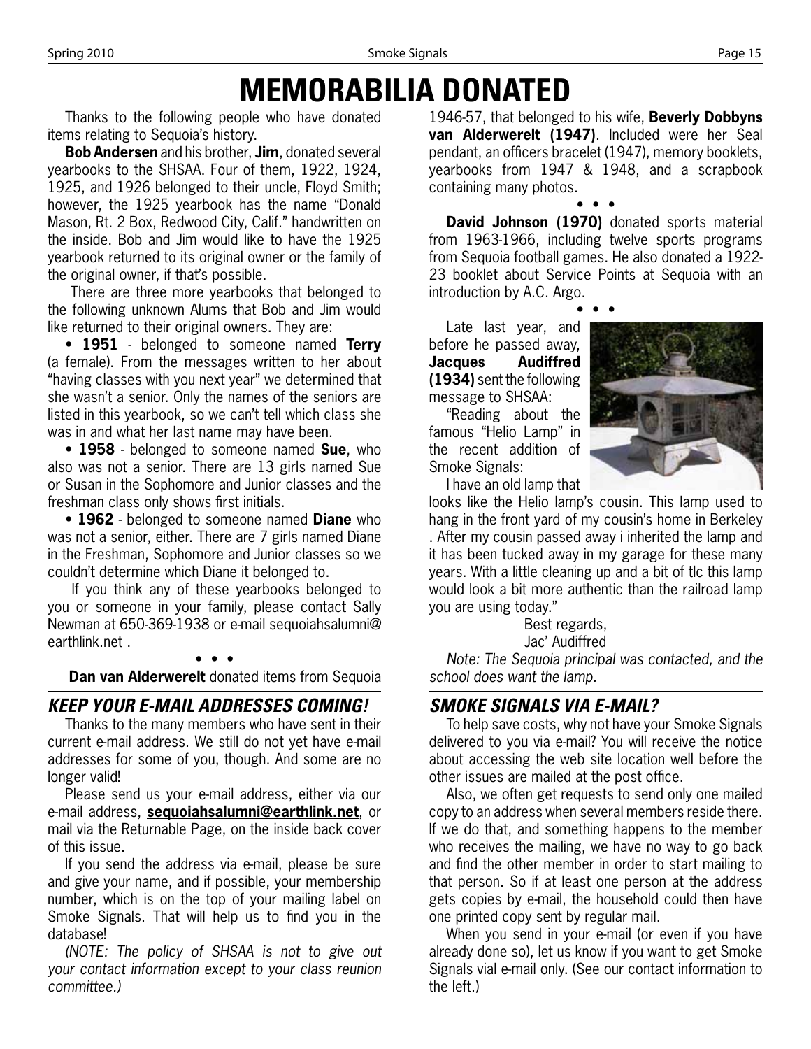# MEMORABILIA DONATED

Thanks to the following people who have donated items relating to Sequoia's history.

**Bob Andersen** and his brother, **Jim**, donated several yearbooks to the SHSAA. Four of them, 1922, 1924, 1925, and 1926 belonged to their uncle, Floyd Smith; however, the 1925 yearbook has the name "Donald Mason, Rt. 2 Box, Redwood City, Calif." handwritten on the inside. Bob and Jim would like to have the 1925 yearbook returned to its original owner or the family of the original owner, if that's possible.

There are three more yearbooks that belonged to the following unknown Alums that Bob and Jim would like returned to their original owners. They are:

• **1951** - belonged to someone named **Terry** (a female). From the messages written to her about "having classes with you next year" we determined that she wasn't a senior. Only the names of the seniors are listed in this yearbook, so we can't tell which class she was in and what her last name may have been.

• **1958** - belonged to someone named **Sue**, who also was not a senior. There are 13 girls named Sue or Susan in the Sophomore and Junior classes and the freshman class only shows first initials.

• **1962** - belonged to someone named **Diane** who was not a senior, either. There are 7 girls named Diane in the Freshman, Sophomore and Junior classes so we couldn't determine which Diane it belonged to.

If you think any of these yearbooks belonged to you or someone in your family, please contact Sally Newman at 650-369-1938 or e-mail sequoiahsalumni@earthlink.net .

• • •

**Dan van Alderwerelt** donated items from Sequoia 1946-57, that belonged to his wife, **Beverly Dobbyns van Alderwerelt (1947)**. Included were her Seal pendant, an officers bracelet (1947), memory booklets, yearbooks from 1947 & 1948, and a scrapbook containing many photos.

• • •

**David Johnson (1970)** donated sports material from 1963-1966, including twelve sports programs from Sequoia football games. He also donated a 1922-23 booklet about Service Points at Sequoia with an introduction by A.C. Argo.

• • •

Late last year, and before he passed away, **Jacques Audiffred (1934)** sent the following message to SHSAA:

"Reading about the famous "Helio Lamp" in the recent addition of Smoke Signals:

I have an old lamp that looks like the Helio lamp's cousin. This lamp used to hang in the front yard of my cousin's home in Berkeley . After my cousin passed away i inherited the lamp and it has been tucked away in my garage for these many years. With a little cleaning up and a bit of tlc this lamp would look a bit more authentic than the railroad lamp you are using today."

Best regards,
Jac' Audiffred

*Note: The Sequoia principal was contacted, and the school does want the lamp.*

## KEEP YOUR E-MAIL ADDRESSES COMING!

Thanks to the many members who have sent in their current e-mail address. We still do not yet have e-mail addresses for some of you, though. And some are no longer valid!

Please send us your e-mail address, either via our e-mail address, **sequoiahsalumni@earthlink.net**, or mail via the Returnable Page, on the inside back cover of this issue.

If you send the address via e-mail, please be sure and give your name, and if possible, your membership number, which is on the top of your mailing label on Smoke Signals. That will help us to find you in the database!

*(NOTE: The policy of SHSAA is not to give out your contact information except to your class reunion committee.)*

## SMOKE SIGNALS VIA E-MAIL?

To help save costs, why not have your Smoke Signals delivered to you via e-mail? You will receive the notice about accessing the web site location well before the other issues are mailed at the post office.

Also, we often get requests to send only one mailed copy to an address when several members reside there. If we do that, and something happens to the member who receives the mailing, we have no way to go back and find the other member in order to start mailing to that person. So if at least one person at the address gets copies by e-mail, the household could then have one printed copy sent by regular mail.

When you send in your e-mail (or even if you have already done so), let us know if you want to get Smoke Signals vial e-mail only. (See our contact information to the left.)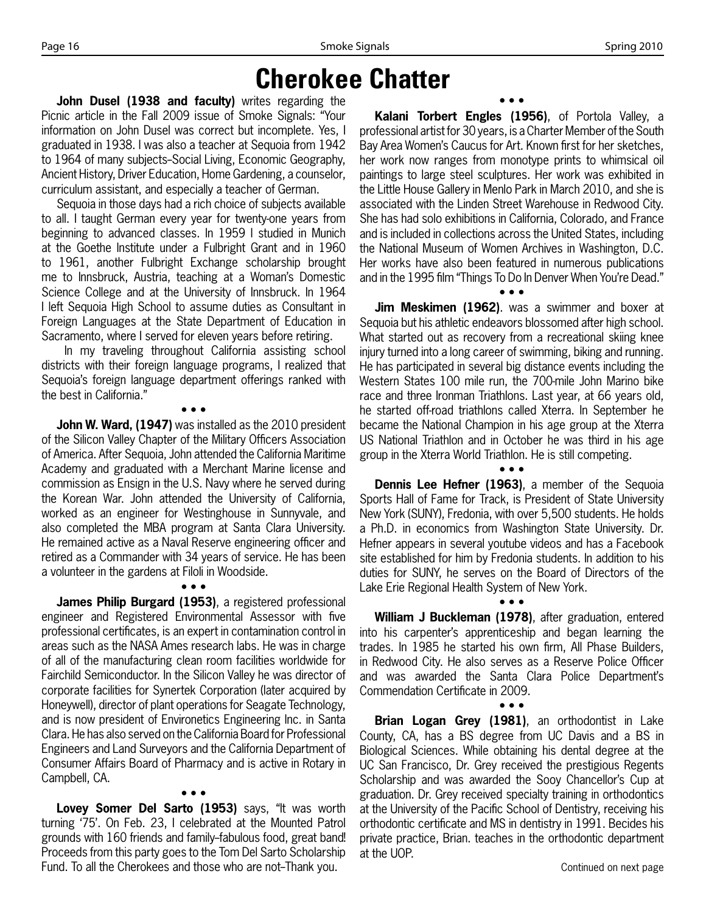# Cherokee Chatter

**John Dusel (1938 and faculty)** writes regarding the Picnic article in the Fall 2009 issue of Smoke Signals: "Your information on John Dusel was correct but incomplete. Yes, I graduated in 1938. I was also a teacher at Sequoia from 1942 to 1964 of many subjects–Social Living, Economic Geography, Ancient History, Driver Education, Home Gardening, a counselor, curriculum assistant, and especially a teacher of German.

Sequoia in those days had a rich choice of subjects available to all. I taught German every year for twenty-one years from beginning to advanced classes. In 1959 I studied in Munich at the Goethe Institute under a Fulbright Grant and in 1960 to 1961, another Fulbright Exchange scholarship brought me to Innsbruck, Austria, teaching at a Woman's Domestic Science College and at the University of Innsbruck. In 1964 I left Sequoia High School to assume duties as Consultant in Foreign Languages at the State Department of Education in Sacramento, where I served for eleven years before retiring.

In my traveling throughout California assisting school districts with their foreign language programs, I realized that Sequoia's foreign language department offerings ranked with the best in California."

• • •

**John W. Ward, (1947)** was installed as the 2010 president of the Silicon Valley Chapter of the Military Officers Association of America. After Sequoia, John attended the California Maritime Academy and graduated with a Merchant Marine license and commission as Ensign in the U.S. Navy where he served during the Korean War. John attended the University of California, worked as an engineer for Westinghouse in Sunnyvale, and also completed the MBA program at Santa Clara University. He remained active as a Naval Reserve engineering officer and retired as a Commander with 34 years of service. He has been a volunteer in the gardens at Filoli in Woodside.

• • •

**James Philip Burgard (1953)**, a registered professional engineer and Registered Environmental Assessor with five professional certificates, is an expert in contamination control in areas such as the NASA Ames research labs. He was in charge of all of the manufacturing clean room facilities worldwide for Fairchild Semiconductor. In the Silicon Valley he was director of corporate facilities for Synertek Corporation (later acquired by Honeywell), director of plant operations for Seagate Technology, and is now president of Environetics Engineering Inc. in Santa Clara. He has also served on the California Board for Professional Engineers and Land Surveyors and the California Department of Consumer Affairs Board of Pharmacy and is active in Rotary in Campbell, CA.

• • •

**Lovey Somer Del Sarto (1953)** says, "It was worth turning '75'. On Feb. 23, I celebrated at the Mounted Patrol grounds with 160 friends and family–fabulous food, great band! Proceeds from this party goes to the Tom Del Sarto Scholarship Fund. To all the Cherokees and those who are not–Thank you.

• • •

**Kalani Torbert Engles (1956)**, of Portola Valley, a professional artist for 30 years, is a Charter Member of the South Bay Area Women's Caucus for Art. Known first for her sketches, her work now ranges from monotype prints to whimsical oil paintings to large steel sculptures. Her work was exhibited in the Little House Gallery in Menlo Park in March 2010, and she is associated with the Linden Street Warehouse in Redwood City. She has had solo exhibitions in California, Colorado, and France and is included in collections across the United States, including the National Museum of Women Archives in Washington, D.C. Her works have also been featured in numerous publications and in the 1995 film "Things To Do In Denver When You're Dead."

• • •

**Jim Meskimen (1962)**. was a swimmer and boxer at Sequoia but his athletic endeavors blossomed after high school. What started out as recovery from a recreational skiing knee injury turned into a long career of swimming, biking and running. He has participated in several big distance events including the Western States 100 mile run, the 700-mile John Marino bike race and three Ironman Triathlons. Last year, at 66 years old, he started off-road triathlons called Xterra. In September he became the National Champion in his age group at the Xterra US National Triathlon and in October he was third in his age group in the Xterra World Triathlon. He is still competing.

• • •

**Dennis Lee Hefner (1963)**, a member of the Sequoia Sports Hall of Fame for Track, is President of State University New York (SUNY), Fredonia, with over 5,500 students. He holds a Ph.D. in economics from Washington State University. Dr. Hefner appears in several youtube videos and has a Facebook site established for him by Fredonia students. In addition to his duties for SUNY, he serves on the Board of Directors of the Lake Erie Regional Health System of New York.

• • •

**William J Buckleman (1978)**, after graduation, entered into his carpenter's apprenticeship and began learning the trades. In 1985 he started his own firm, All Phase Builders, in Redwood City. He also serves as a Reserve Police Officer and was awarded the Santa Clara Police Department's Commendation Certificate in 2009.

• • •

**Brian Logan Grey (1981)**, an orthodontist in Lake County, CA, has a BS degree from UC Davis and a BS in Biological Sciences. While obtaining his dental degree at the UC San Francisco, Dr. Grey received the prestigious Regents Scholarship and was awarded the Sooy Chancellor's Cup at graduation. Dr. Grey received specialty training in orthodontics at the University of the Pacific School of Dentistry, receiving his orthodontic certificate and MS in dentistry in 1991. Becides his private practice, Brian. teaches in the orthodontic department at the UOP.

Continued on next page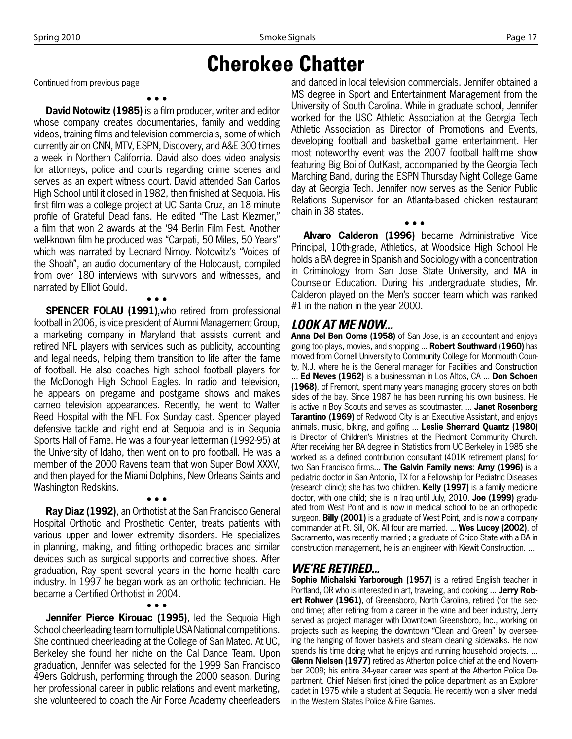# Cherokee Chatter

Continued from previous page

• • •

**David Notowitz (1985)** is a film producer, writer and editor whose company creates documentaries, family and wedding videos, training films and television commercials, some of which currently air on CNN, MTV, ESPN, Discovery, and A&E 300 times a week in Northern California. David also does video analysis for attorneys, police and courts regarding crime scenes and serves as an expert witness court. David attended San Carlos High School until it closed in 1982, then finished at Sequoia. His first film was a college project at UC Santa Cruz, an 18 minute profile of Grateful Dead fans. He edited "The Last Klezmer," a film that won 2 awards at the '94 Berlin Film Fest. Another well-known film he produced was "Carpati, 50 Miles, 50 Years" which was narrated by Leonard Nimoy. Notowitz's "Voices of the Shoah", an audio documentary of the Holocaust, compiled from over 180 interviews with survivors and witnesses, and narrated by Elliot Gould.

• • •

**SPENCER FOLAU (1991)**,who retired from professional football in 2006, is vice president of Alumni Management Group, a marketing company in Maryland that assists current and retired NFL players with services such as publicity, accounting and legal needs, helping them transition to life after the fame of football. He also coaches high school football players for the McDonogh High School Eagles. In radio and television, he appears on pregame and postgame shows and makes cameo television appearances. Recently, he went to Walter Reed Hospital with the NFL Fox Sunday cast. Spencer played defensive tackle and right end at Sequoia and is in Sequoia Sports Hall of Fame. He was a four-year letterman (1992-95) at the University of Idaho, then went on to pro football. He was a member of the 2000 Ravens team that won Super Bowl XXXV, and then played for the Miami Dolphins, New Orleans Saints and Washington Redskins.

• • •

**Ray Diaz (1992)**, an Orthotist at the San Francisco General Hospital Orthotic and Prosthetic Center, treats patients with various upper and lower extremity disorders. He specializes in planning, making, and fitting orthopedic braces and similar devices such as surgical supports and corrective shoes. After graduation, Ray spent several years in the home health care industry. In 1997 he began work as an orthotic technician. He became a Certified Orthotist in 2004.

• • •

**Jennifer Pierce Kirouac (1995)**, led the Sequoia High School cheerleading team to multiple USA National competitions. She continued cheerleading at the College of San Mateo. At UC, Berkeley she found her niche on the Cal Dance Team. Upon graduation, Jennifer was selected for the 1999 San Francisco 49ers Goldrush, performing through the 2000 season. During her professional career in public relations and event marketing, she volunteered to coach the Air Force Academy cheerleaders and danced in local television commercials. Jennifer obtained a MS degree in Sport and Entertainment Management from the University of South Carolina. While in graduate school, Jennifer worked for the USC Athletic Association at the Georgia Tech Athletic Association as Director of Promotions and Events, developing football and basketball game entertainment. Her most noteworthy event was the 2007 football halftime show featuring Big Boi of OutKast, accompanied by the Georgia Tech Marching Band, during the ESPN Thursday Night College Game day at Georgia Tech. Jennifer now serves as the Senior Public Relations Supervisor for an Atlanta-based chicken restaurant chain in 38 states.

• • •

**Alvaro Calderon (1996)** became Administrative Vice Principal, 10th-grade, Athletics, at Woodside High School He holds a BA degree in Spanish and Sociology with a concentration in Criminology from San Jose State University, and MA in Counselor Education. During his undergraduate studies, Mr. Calderon played on the Men's soccer team which was ranked #1 in the nation in the year 2000.

## *LOOK AT ME NOW...*

**Anna Del Ben Ooms (1958)** of San Jose, is an accountant and enjoys going too plays, movies, and shopping ... **Robert Southward (1960)** has moved from Cornell University to Community College for Monmouth County, N.J. where he is the General manager for Facilities and Construction ... **Ed Neves (1962)** is a businessman in Los Altos, CA ... **Don Schoen (1968)**, of Fremont, spent many years managing grocery stores on both sides of the bay. Since 1987 he has been running his own business. He is active in Boy Scouts and serves as scoutmaster. ... **Janet Rosenberg Tarantino (1969)** of Redwood City is an Executive Assistant, and enjoys animals, music, biking, and golfing ... **Leslie Sherrard Quantz (1980)** is Director of Children's Ministries at the Piedmont Community Church. After receiving her BA degree in Statistics from UC Berkeley in 1985 she worked as a defined contribution consultant (401K retirement plans) for two San Francisco firms... **The Galvin Family news**: **Amy (1996)** is a pediatric doctor in San Antonio, TX for a Fellowship for Pediatric Diseases (research clinic); she has two children. **Kelly (1997)** is a family medicine doctor, with one child; she is in Iraq until July, 2010. **Joe (1999)** graduated from West Point and is now in medical school to be an orthopedic surgeon. **Billy (2001)** is a graduate of West Point, and is now a company commander at Ft. Sill, OK. All four are married. ... **Wes Lucey (2002)**, of Sacramento, was recently married ; a graduate of Chico State with a BA in construction management, he is an engineer with Kiewit Construction. ...

## *WE'RE RETIRED...*

**Sophie Michalski Yarborough (1957)** is a retired English teacher in Portland, OR who is interested in art, traveling, and cooking ... **Jerry Robert Rohwer (1961)**, of Greensboro, North Carolina, retired (for the second time); after retiring from a career in the wine and beer industry, Jerry served as project manager with Downtown Greensboro, Inc., working on projects such as keeping the downtown "Clean and Green" by overseeing the hanging of flower baskets and steam cleaning sidewalks. He now spends his time doing what he enjoys and running household projects. ... **Glenn Nielsen (1977)** retired as Atherton police chief at the end November 2009; his entire 34-year career was spent at the Atherton Police Department. Chief Nielsen first joined the police department as an Explorer cadet in 1975 while a student at Sequoia. He recently won a silver medal in the Western States Police & Fire Games.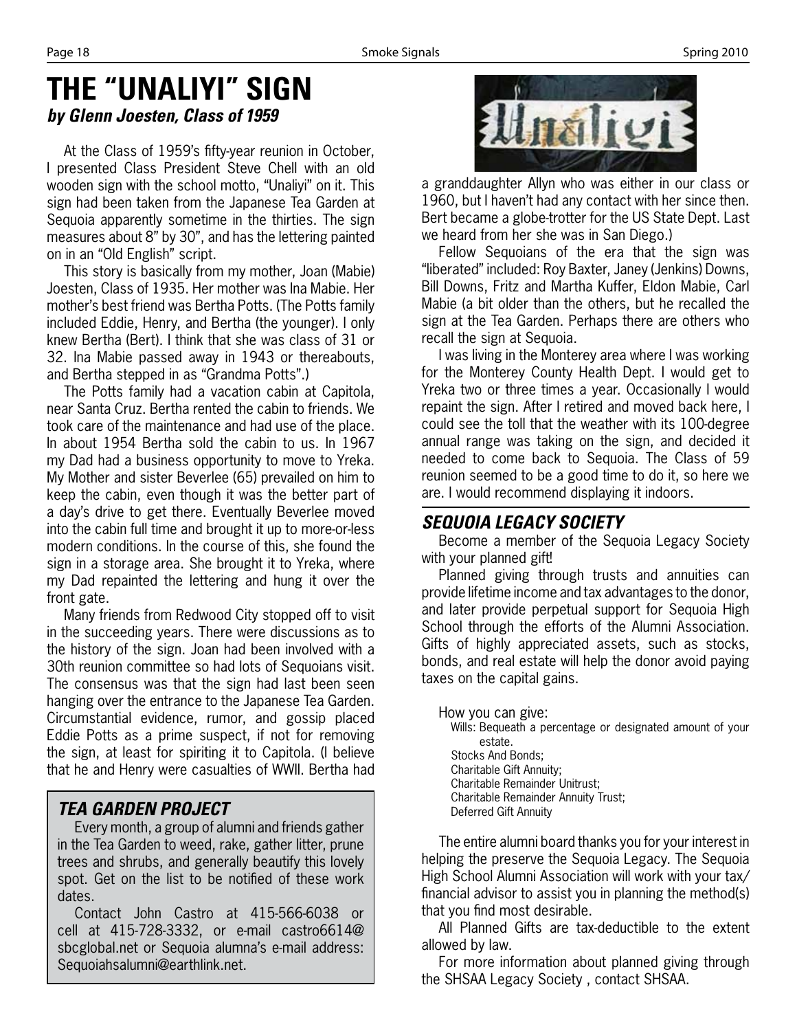# THE "UNALIYI" SIGN

***by Glenn Joesten, Class of 1959***

At the Class of 1959's fifty-year reunion in October, I presented Class President Steve Chell with an old wooden sign with the school motto, "Unaliyi" on it. This sign had been taken from the Japanese Tea Garden at Sequoia apparently sometime in the thirties. The sign measures about 8" by 30", and has the lettering painted on in an "Old English" script.

This story is basically from my mother, Joan (Mabie) Joesten, Class of 1935. Her mother was Ina Mabie. Her mother's best friend was Bertha Potts. (The Potts family included Eddie, Henry, and Bertha (the younger). I only knew Bertha (Bert). I think that she was class of 31 or 32. Ina Mabie passed away in 1943 or thereabouts, and Bertha stepped in as "Grandma Potts".)

The Potts family had a vacation cabin at Capitola, near Santa Cruz. Bertha rented the cabin to friends. We took care of the maintenance and had use of the place. In about 1954 Bertha sold the cabin to us. In 1967 my Dad had a business opportunity to move to Yreka. My Mother and sister Beverlee (65) prevailed on him to keep the cabin, even though it was the better part of a day's drive to get there. Eventually Beverlee moved into the cabin full time and brought it up to more-or-less modern conditions. In the course of this, she found the sign in a storage area. She brought it to Yreka, where my Dad repainted the lettering and hung it over the front gate.

Many friends from Redwood City stopped off to visit in the succeeding years. There were discussions as to the history of the sign. Joan had been involved with a 30th reunion committee so had lots of Sequoians visit. The consensus was that the sign had last been seen hanging over the entrance to the Japanese Tea Garden. Circumstantial evidence, rumor, and gossip placed Eddie Potts as a prime suspect, if not for removing the sign, at least for spiriting it to Capitola. (I believe that he and Henry were casualties of WWII. Bertha had a granddaughter Allyn who was either in our class or 1960, but I haven't had any contact with her since then. Bert became a globe-trotter for the US State Dept. Last we heard from her she was in San Diego.)

Fellow Sequoians of the era that the sign was "liberated" included: Roy Baxter, Janey (Jenkins) Downs, Bill Downs, Fritz and Martha Kuffer, Eldon Mabie, Carl Mabie (a bit older than the others, but he recalled the sign at the Tea Garden. Perhaps there are others who recall the sign at Sequoia.

I was living in the Monterey area where I was working for the Monterey County Health Dept. I would get to Yreka two or three times a year. Occasionally I would repaint the sign. After I retired and moved back here, I could see the toll that the weather with its 100-degree annual range was taking on the sign, and decided it needed to come back to Sequoia. The Class of 59 reunion seemed to be a good time to do it, so here we are. I would recommend displaying it indoors.

## *TEA GARDEN PROJECT*

Every month, a group of alumni and friends gather in the Tea Garden to weed, rake, gather litter, prune trees and shrubs, and generally beautify this lovely spot. Get on the list to be notified of these work dates.

Contact John Castro at 415-566-6038 or cell at 415-728-3332, or e-mail castro6614@sbcglobal.net or Sequoia alumna's e-mail address: Sequoiahsalumni@earthlink.net.

## *SEQUOIA LEGACY SOCIETY*

Become a member of the Sequoia Legacy Society with your planned gift!

Planned giving through trusts and annuities can provide lifetime income and tax advantages to the donor, and later provide perpetual support for Sequoia High School through the efforts of the Alumni Association. Gifts of highly appreciated assets, such as stocks, bonds, and real estate will help the donor avoid paying taxes on the capital gains.

How you can give:

- Wills: Bequeath a percentage or designated amount of your estate.
- Stocks And Bonds;
- Charitable Gift Annuity;
- Charitable Remainder Unitrust;
- Charitable Remainder Annuity Trust;
- Deferred Gift Annuity

The entire alumni board thanks you for your interest in helping the preserve the Sequoia Legacy. The Sequoia High School Alumni Association will work with your tax/financial advisor to assist you in planning the method(s) that you find most desirable.

All Planned Gifts are tax-deductible to the extent allowed by law.

For more information about planned giving through the SHSAA Legacy Society , contact SHSAA.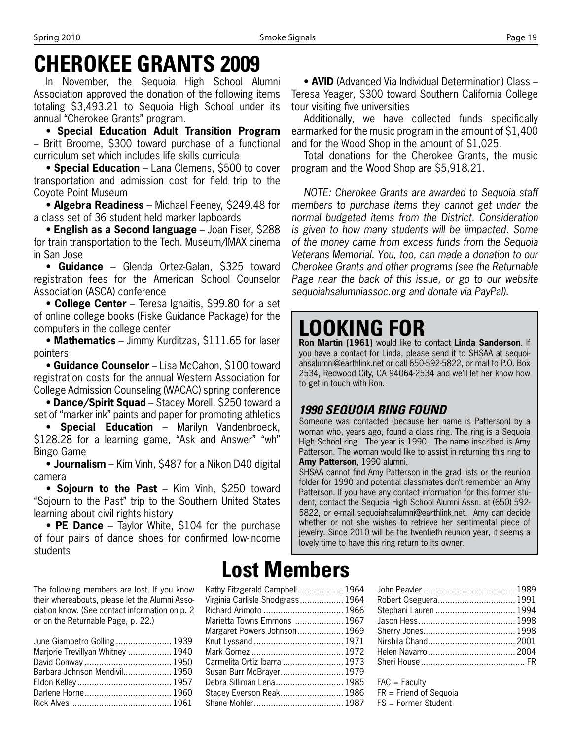# CHEROKEE GRANTS 2009

In November, the Sequoia High School Alumni Association approved the donation of the following items totaling $3,493.21 to Sequoia High School under its annual "Cherokee Grants" program.

- **Special Education Adult Transition Program** – Britt Broome, $300 toward purchase of a functional curriculum set which includes life skills curricula
- **Special Education** – Lana Clemens, $500 to cover transportation and admission cost for field trip to the Coyote Point Museum
- **Algebra Readiness** – Michael Feeney, $249.48 for a class set of 36 student held marker lapboards
- **English as a Second language** – Joan Fiser, $288 for train transportation to the Tech. Museum/IMAX cinema in San Jose
- **Guidance** – Glenda Ortez-Galan, $325 toward registration fees for the American School Counselor Association (ASCA) conference
- **College Center** – Teresa Ignaitis, $99.80 for a set of online college books (Fiske Guidance Package) for the computers in the college center
- **Mathematics** – Jimmy Kurditzas, $111.65 for laser pointers
- **Guidance Counselor** – Lisa McCahon, $100 toward registration costs for the annual Western Association for College Admission Counseling (WACAC) spring conference
- **Dance/Spirit Squad** – Stacey Morell, $250 toward a set of "marker ink" paints and paper for promoting athletics
- **Special Education** – Marilyn Vandenbroeck, $128.28 for a learning game, "Ask and Answer" "wh" Bingo Game
- **Journalism** – Kim Vinh, $487 for a Nikon D40 digital camera
- **Sojourn to the Past** – Kim Vinh, $250 toward "Sojourn to the Past" trip to the Southern United States learning about civil rights history
- **PE Dance** – Taylor White, $104 for the purchase of four pairs of dance shoes for confirmed low-income students
- **AVID** (Advanced Via Individual Determination) Class – Teresa Yeager, $300 toward Southern California College tour visiting five universities

Additionally, we have collected funds specifically earmarked for the music program in the amount of $1,400 and for the Wood Shop in the amount of $1,025.

Total donations for the Cherokee Grants, the music program and the Wood Shop are $5,918.21.

*NOTE: Cherokee Grants are awarded to Sequoia staff members to purchase items they cannot get under the normal budgeted items from the District. Consideration is given to how many students will be iimpacted. Some of the money came from excess funds from the Sequoia Veterans Memorial. You, too, can made a donation to our Cherokee Grants and other programs (see the Returnable Page near the back of this issue, or go to our website sequoiahsalumniassoc.org and donate via PayPal).*

# LOOKING FOR

**Ron Martin (1961)** would like to contact **Linda Sanderson**. If you have a contact for Linda, please send it to SHSAA at sequoiahsalumni@earthlink.net or call 650-592-5822, or mail to P.O. Box 2534, Redwood City, CA 94064-2534 and we'll let her know how to get in touch with Ron.

## *1990 SEQUOIA RING FOUND*

Someone was contacted (because her name is Patterson) by a woman who, years ago, found a class ring. The ring is a Sequoia High School ring. The year is 1990. The name inscribed is Amy Patterson. The woman would like to assist in returning this ring to **Amy Patterson**, 1990 alumni.

SHSAA cannot find Amy Patterson in the grad lists or the reunion folder for 1990 and potential classmates don't remember an Amy Patterson. If you have any contact information for this former student, contact the Sequoia High School Alumni Assn. at (650) 592-5822, or e-mail sequoiahsalumni@earthlink.net. Amy can decide whether or not she wishes to retrieve her sentimental piece of jewelry. Since 2010 will be the twentieth reunion year, it seems a lovely time to have this ring return to its owner.

# Lost Members

The following members are lost. If you know their whereabouts, please let the Alumni Association know. (See contact information on p. 2 or on the Returnable Page, p. 22.)

June Giampetro Golling ....................... 1939
Marjorie Trevillyan Whitney .................. 1940
David Conway .................................... 1950
Barbara Johnson Mendivil.................... 1950
Eldon Kelley....................................... 1957
Darlene Horne.................................... 1960
Rick Alves.......................................... 1961
Kathy Fitzgerald Campbell................... 1964
Virginia Carlisle Snodgrass.................. 1964
Richard Arimoto ................................. 1966
Marietta Towns Emmons .................... 1967
Margaret Powers Johnson................... 1969
Knut Lyssand ..................................... 1971
Mark Gomez ...................................... 1972
Carmelita Ortiz Ibarra ......................... 1973
Susan Burr McBrayer.......................... 1979
Debra Silliman Lena............................ 1985
Stacey Everson Reak.......................... 1986
Shane Mohler..................................... 1987
John Peavler ...................................... 1989
Robert Oseguera................................ 1991
Stephani Lauren ................................. 1994
Jason Hess........................................ 1998
Sherry Jones...................................... 1998
Nirshila Chand.................................... 2001
Helen Navarro.................................... 2004
Sheri House ........................................... FR

FAC = Faculty
FR = Friend of Sequoia
FS = Former Student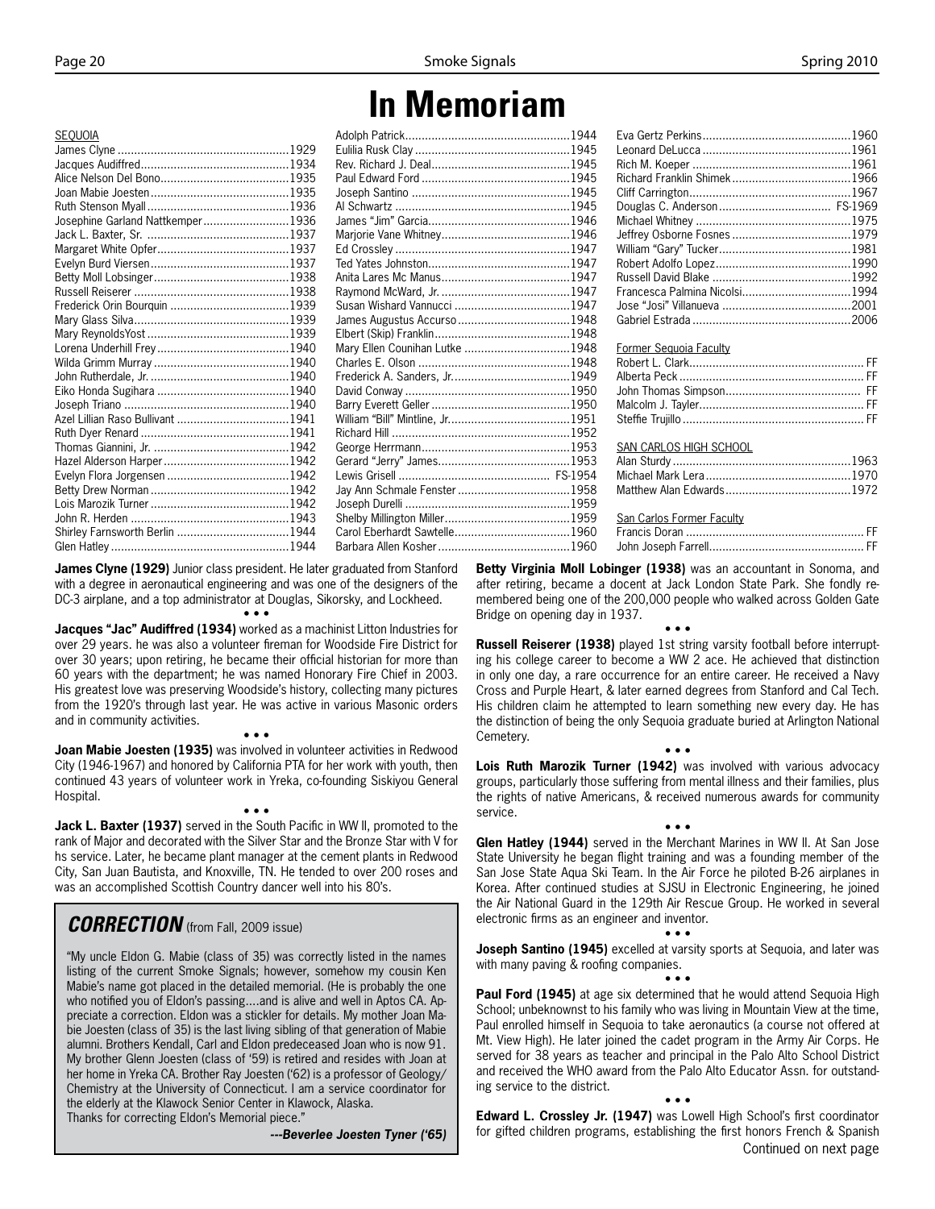# In Memoriam

SEQUOIA

James Clyne ....1929
Jacques Audiffred ....1934
Alice Nelson Del Bono ....1935
Joan Mabie Joesten ....1935
Ruth Stenson Myall ....1936
Josephine Garland Nattkemper ....1936
Jack L. Baxter, Sr. ....1937
Margaret White Opfer ....1937
Evelyn Burd Viersen ....1937
Betty Moll Lobsinger ....1938
Russell Reiserer ....1938
Frederick Orin Bourquin ....1939
Mary Glass Silva ....1939
Mary ReynoldsYost ....1939
Lorena Underhill Frey ....1940
Wilda Grimm Murray ....1940
John Rutherdale, Jr. ....1940
Eiko Honda Sugihara ....1940
Joseph Triano ....1940
Azel Lillian Raso Bullivant ....1941
Ruth Dyer Renard ....1941
Thomas Giannini, Jr. ....1942
Hazel Alderson Harper ....1942
Evelyn Flora Jorgensen ....1942
Betty Drew Norman ....1942
Lois Marozik Turner ....1942
John R. Herden ....1943
Shirley Farnsworth Berlin ....1944
Glen Hatley ....1944
Adolph Patrick ....1944
Eulilia Rusk Clay ....1945
Rev. Richard J. Deal ....1945
Paul Edward Ford ....1945
Joseph Santino ....1945
Al Schwartz ....1945
James "Jim" Garcia ....1946
Marjorie Vane Whitney ....1946
Ed Crossley ....1947
Ted Yates Johnston ....1947
Anita Lares Mc Manus ....1947
Raymond McWard, Jr. ....1947
Susan Wishard Vannucci ....1947
James Augustus Accurso ....1948
Elbert (Skip) Franklin ....1948
Mary Ellen Counihan Lutke ....1948
Charles E. Olson ....1948
Frederick A. Sanders, Jr. ....1949
David Conway ....1950
Barry Everett Geller ....1950
William "Bill" Mintline, Jr. ....1951
Richard Hill ....1952
George Herrmann ....1953
Gerard "Jerry" James ....1953
Lewis Grisell .... FS-1954
Jay Ann Schmale Fenster ....1958
Joseph Durelli ....1959
Shelby Millington Miller ....1959
Carol Eberhardt Sawtelle ....1960
Barbara Allen Kosher ....1960
Eva Gertz Perkins ....1960
Leonard DeLucca ....1961
Rich M. Koeper ....1961
Richard Franklin Shimek ....1966
Cliff Carrington ....1967
Douglas C. Anderson .... FS-1969
Michael Whitney ....1975
Jeffrey Osborne Fosnes ....1979
William "Gary" Tucker ....1981
Robert Adolfo Lopez ....1990
Russell David Blake ....1992
Francesca Palmina Nicolsi ....1994
Jose "Josi" Villanueva ....2001
Gabriel Estrada ....2006

Former Sequoia Faculty

Robert L. Clark .... FF
Alberta Peck .... FF
John Thomas Simpson .... FF
Malcolm J. Tayler .... FF
Steffie Trujillo .... FF

SAN CARLOS HIGH SCHOOL

Alan Sturdy ....1963
Michael Mark Lera ....1970
Matthew Alan Edwards ....1972

San Carlos Former Faculty

Francis Doran .... FF
John Joseph Farrell .... FF

**James Clyne (1929)** Junior class president. He later graduated from Stanford with a degree in aeronautical engineering and was one of the designers of the DC-3 airplane, and a top administrator at Douglas, Sikorsky, and Lockheed.

• • •

**Jacques "Jac" Audiffred (1934)** worked as a machinist Litton Industries for over 29 years. he was also a volunteer fireman for Woodside Fire District for over 30 years; upon retiring, he became their official historian for more than 60 years with the department; he was named Honorary Fire Chief in 2003. His greatest love was preserving Woodside's history, collecting many pictures from the 1920's through last year. He was active in various Masonic orders and in community activities.

• • •

**Joan Mabie Joesten (1935)** was involved in volunteer activities in Redwood City (1946-1967) and honored by California PTA for her work with youth, then continued 43 years of volunteer work in Yreka, co-founding Siskiyou General Hospital.

• • •

**Jack L. Baxter (1937)** served in the South Pacific in WW II, promoted to the rank of Major and decorated with the Silver Star and the Bronze Star with V for hs service. Later, he became plant manager at the cement plants in Redwood City, San Juan Bautista, and Knoxville, TN. He tended to over 200 roses and was an accomplished Scottish Country dancer well into his 80's.

## *CORRECTION* (from Fall, 2009 issue)

"My uncle Eldon G. Mabie (class of 35) was correctly listed in the names listing of the current Smoke Signals; however, somehow my cousin Ken Mabie's name got placed in the detailed memorial. (He is probably the one who notified you of Eldon's passing....and is alive and well in Aptos CA. Appreciate a correction. Eldon was a stickler for details. My mother Joan Mabie Joesten (class of 35) is the last living sibling of that generation of Mabie alumni. Brothers Kendall, Carl and Eldon predeceased Joan who is now 91. My brother Glenn Joesten (class of '59) is retired and resides with Joan at her home in Yreka CA. Brother Ray Joesten ('62) is a professor of Geology/Chemistry at the University of Connecticut. I am a service coordinator for the elderly at the Klawock Senior Center in Klawock, Alaska.
Thanks for correcting Eldon's Memorial piece."

***---Beverlee Joesten Tyner ('65)***

**Betty Virginia Moll Lobinger (1938)** was an accountant in Sonoma, and after retiring, became a docent at Jack London State Park. She fondly remembered being one of the 200,000 people who walked across Golden Gate Bridge on opening day in 1937.

• • •

**Russell Reiserer (1938)** played 1st string varsity football before interrupting his college career to become a WW 2 ace. He achieved that distinction in only one day, a rare occurrence for an entire career. He received a Navy Cross and Purple Heart, & later earned degrees from Stanford and Cal Tech. His children claim he attempted to learn something new every day. He has the distinction of being the only Sequoia graduate buried at Arlington National Cemetery.

• • •

**Lois Ruth Marozik Turner (1942)** was involved with various advocacy groups, particularly those suffering from mental illness and their families, plus the rights of native Americans, & received numerous awards for community service.

• • •

**Glen Hatley (1944)** served in the Merchant Marines in WW II. At San Jose State University he began flight training and was a founding member of the San Jose State Aqua Ski Team. In the Air Force he piloted B-26 airplanes in Korea. After continued studies at SJSU in Electronic Engineering, he joined the Air National Guard in the 129th Air Rescue Group. He worked in several electronic firms as an engineer and inventor.

• • •

**Joseph Santino (1945)** excelled at varsity sports at Sequoia, and later was with many paving & roofing companies.

• • •

**Paul Ford (1945)** at age six determined that he would attend Sequoia High School; unbeknownst to his family who was living in Mountain View at the time, Paul enrolled himself in Sequoia to take aeronautics (a course not offered at Mt. View High). He later joined the cadet program in the Army Air Corps. He served for 38 years as teacher and principal in the Palo Alto School District and received the WHO award from the Palo Alto Educator Assn. for outstanding service to the district.

• • •

**Edward L. Crossley Jr. (1947)** was Lowell High School's first coordinator for gifted children programs, establishing the first honors French & Spanish

Continued on next page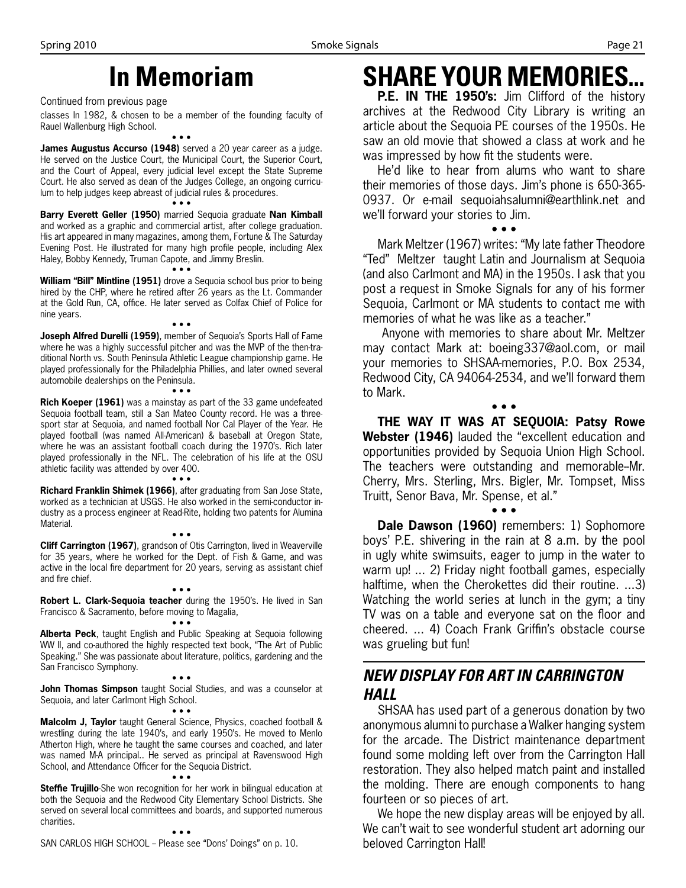# In Memoriam

Continued from previous page

classes In 1982, & chosen to be a member of the founding faculty of Rauel Wallenburg High School.

• • •

**James Augustus Accurso (1948)** served a 20 year career as a judge. He served on the Justice Court, the Municipal Court, the Superior Court, and the Court of Appeal, every judicial level except the State Supreme Court. He also served as dean of the Judges College, an ongoing curriculum to help judges keep abreast of judicial rules & procedures.

• • •

**Barry Everett Geller (1950)** married Sequoia graduate **Nan Kimball** and worked as a graphic and commercial artist, after college graduation. His art appeared in many magazines, among them, Fortune & The Saturday Evening Post. He illustrated for many high profile people, including Alex Haley, Bobby Kennedy, Truman Capote, and Jimmy Breslin.

• • •

**William "Bill" Mintline (1951)** drove a Sequoia school bus prior to being hired by the CHP, where he retired after 26 years as the Lt. Commander at the Gold Run, CA, office. He later served as Colfax Chief of Police for nine years.

• • •

**Joseph Alfred Durelli (1959)**, member of Sequoia's Sports Hall of Fame where he was a highly successful pitcher and was the MVP of the then-traditional North vs. South Peninsula Athletic League championship game. He played professionally for the Philadelphia Phillies, and later owned several automobile dealerships on the Peninsula.

• • •

**Rich Koeper (1961)** was a mainstay as part of the 33 game undefeated Sequoia football team, still a San Mateo County record. He was a three-sport star at Sequoia, and named football Nor Cal Player of the Year. He played football (was named All-American) & baseball at Oregon State, where he was an assistant football coach during the 1970's. Rich later played professionally in the NFL. The celebration of his life at the OSU athletic facility was attended by over 400.

• • •

**Richard Franklin Shimek (1966)**, after graduating from San Jose State, worked as a technician at USGS. He also worked in the semi-conductor industry as a process engineer at Read-Rite, holding two patents for Alumina Material.

• • •

**Cliff Carrington (1967)**, grandson of Otis Carrington, lived in Weaverville for 35 years, where he worked for the Dept. of Fish & Game, and was active in the local fire department for 20 years, serving as assistant chief and fire chief.

• • •

**Robert L. Clark-Sequoia teacher** during the 1950's. He lived in San Francisco & Sacramento, before moving to Magalia,

• • •

**Alberta Peck**, taught English and Public Speaking at Sequoia following WW II, and co-authored the highly respected text book, "The Art of Public Speaking." She was passionate about literature, politics, gardening and the San Francisco Symphony.

• • •

**John Thomas Simpson** taught Social Studies, and was a counselor at Sequoia, and later Carlmont High School.

• • •

**Malcolm J, Taylor** taught General Science, Physics, coached football & wrestling during the late 1940's, and early 1950's. He moved to Menlo Atherton High, where he taught the same courses and coached, and later was named M-A principal.. He served as principal at Ravenswood High School, and Attendance Officer for the Sequoia District.

• • •

**Steffie Trujillo**-She won recognition for her work in bilingual education at both the Sequoia and the Redwood City Elementary School Districts. She served on several local committees and boards, and supported numerous charities.

• • •

SAN CARLOS HIGH SCHOOL – Please see "Dons' Doings" on p. 10.

# SHARE YOUR MEMORIES...

**P.E. IN THE 1950's:** Jim Clifford of the history archives at the Redwood City Library is writing an article about the Sequoia PE courses of the 1950s. He saw an old movie that showed a class at work and he was impressed by how fit the students were.

He'd like to hear from alums who want to share their memories of those days. Jim's phone is 650-365-0937. Or e-mail sequoiahsalumni@earthlink.net and we'll forward your stories to Jim.

• • •

Mark Meltzer (1967) writes: "My late father Theodore "Ted" Meltzer taught Latin and Journalism at Sequoia (and also Carlmont and MA) in the 1950s. I ask that you post a request in Smoke Signals for any of his former Sequoia, Carlmont or MA students to contact me with memories of what he was like as a teacher."

Anyone with memories to share about Mr. Meltzer may contact Mark at: boeing337@aol.com, or mail your memories to SHSAA-memories, P.O. Box 2534, Redwood City, CA 94064-2534, and we'll forward them to Mark.

• • •

**THE WAY IT WAS AT SEQUOIA: Patsy Rowe Webster (1946)** lauded the "excellent education and opportunities provided by Sequoia Union High School. The teachers were outstanding and memorable–Mr. Cherry, Mrs. Sterling, Mrs. Bigler, Mr. Tompset, Miss Truitt, Senor Bava, Mr. Spense, et al."

• • •

**Dale Dawson (1960)** remembers: 1) Sophomore boys' P.E. shivering in the rain at 8 a.m. by the pool in ugly white swimsuits, eager to jump in the water to warm up! ... 2) Friday night football games, especially halftime, when the Cherokettes did their routine. ...3) Watching the world series at lunch in the gym; a tiny TV was on a table and everyone sat on the floor and cheered. ... 4) Coach Frank Griffin's obstacle course was grueling but fun!

## *NEW DISPLAY FOR ART IN CARRINGTON HALL*

SHSAA has used part of a generous donation by two anonymous alumni to purchase a Walker hanging system for the arcade. The District maintenance department found some molding left over from the Carrington Hall restoration. They also helped match paint and installed the molding. There are enough components to hang fourteen or so pieces of art.

We hope the new display areas will be enjoyed by all. We can't wait to see wonderful student art adorning our beloved Carrington Hall!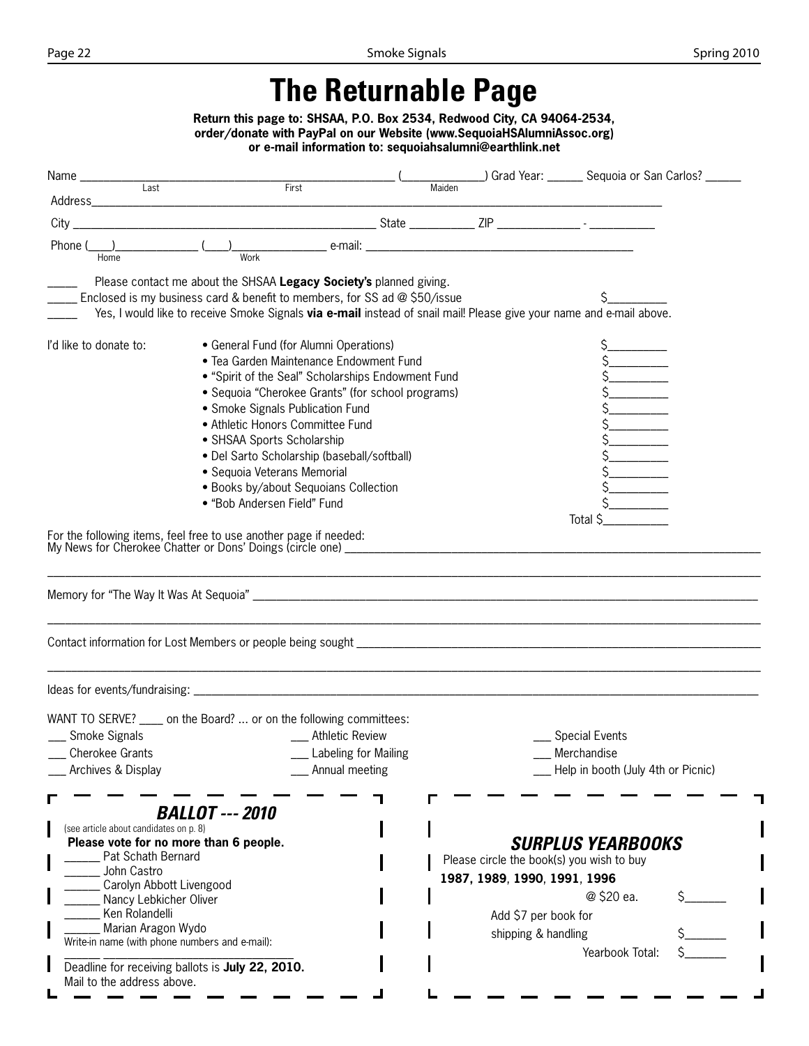# The Returnable Page

**Return this page to: SHSAA, P.O. Box 2534, Redwood City, CA 94064-2534, order/donate with PayPal on our Website (www.SequoiaHSAlumniAssoc.org) or e-mail information to: sequoiahsalumni@earthlink.net**

Name ______________________________ (____________) Grad Year: ______ Sequoia or San Carlos? ______
(Last) (First) (Maiden)

Address________________________________________________________________

City ______________________________ State __________ ZIP ____________ - __________

Phone (___)____________ (___)____________ e-mail: ______________________________
(Home) (Work)

_____ Please contact me about the SHSAA **Legacy Society's** planned giving.

_____ Enclosed is my business card & benefit to members, for SS ad @ $50/issue $_________

_____ Yes, I would like to receive Smoke Signals **via e-mail** instead of snail mail! Please give your name and e-mail above.

I'd like to donate to:

- General Fund (for Alumni Operations) $_________
- Tea Garden Maintenance Endowment Fund $_________
- "Spirit of the Seal" Scholarships Endowment Fund $_________
- Sequoia "Cherokee Grants" (for school programs) $_________
- Smoke Signals Publication Fund $_________
- Athletic Honors Committee Fund $_________
- SHSAA Sports Scholarship $_________
- Del Sarto Scholarship (baseball/softball) $_________
- Sequoia Veterans Memorial $_________
- Books by/about Sequoians Collection $_________
- "Bob Andersen Field" Fund $_________

Total $__________

For the following items, feel free to use another page if needed:

My News for Cherokee Chatter or Dons' Doings (circle one) ______________________________

Memory for "The Way It Was At Sequoia" ______________________________

Contact information for Lost Members or people being sought ______________________________

Ideas for events/fundraising: ______________________________

WANT TO SERVE? ____ on the Board? ... or on the following committees:

___ Smoke Signals
___ Cherokee Grants
___ Archives & Display
___ Athletic Review
___ Labeling for Mailing
___ Annual meeting
___ Special Events
___ Merchandise
___ Help in booth (July 4th or Picnic)

### *BALLOT --- 2010*

(see article about candidates on p. 8)

**Please vote for no more than 6 people.**

______ Pat Schath Bernard
______ John Castro
______ Carolyn Abbott Livengood
______ Nancy Lebkicher Oliver
______ Ken Rolandelli
______ Marian Aragon Wydo

Write-in name (with phone numbers and e-mail):

______ ______________________________

Deadline for receiving ballots is **July 22, 2010.** Mail to the address above.

### *SURPLUS YEARBOOKS*

Please circle the book(s) you wish to buy

**1987, 1989, 1990, 1991, 1996**

@ $20 ea. $______

Add $7 per book for shipping & handling $______

Yearbook Total: $______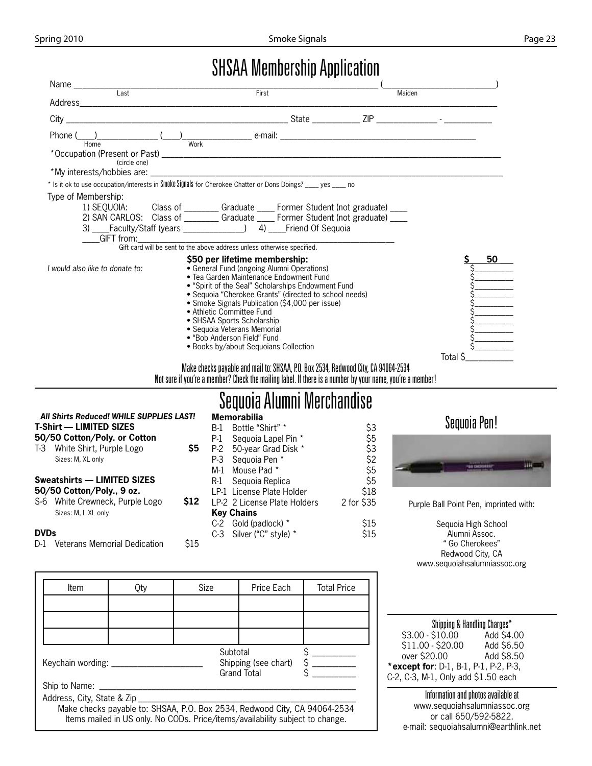# SHSAA Membership Application

Name \_\_\_\_\_\_\_\_\_\_\_\_\_\_\_\_\_\_\_\_\_\_\_\_\_\_\_\_\_\_\_\_\_\_\_\_\_\_\_\_\_\_\_\_\_\_\_\_\_\_\_\_ (\_\_\_\_\_\_\_\_\_\_\_\_\_\_\_\_\_\_\_\_)
Last First Maiden

Address\_\_\_\_\_\_\_\_\_\_\_\_\_\_\_\_\_\_\_\_\_\_\_\_\_\_\_\_\_\_\_\_\_\_\_\_\_\_\_\_\_\_\_\_\_\_\_\_\_\_\_\_\_\_\_\_\_\_\_\_\_\_

City \_\_\_\_\_\_\_\_\_\_\_\_\_\_\_\_\_\_\_\_\_\_\_\_\_\_\_\_\_\_\_\_\_\_\_\_ State \_\_\_\_\_\_\_\_ ZIP \_\_\_\_\_\_\_\_\_\_ - \_\_\_\_\_\_\_\_

Phone (\_\_\_)\_\_\_\_\_\_\_\_\_\_ (\_\_\_)\_\_\_\_\_\_\_\_\_\_ e-mail: \_\_\_\_\_\_\_\_\_\_\_\_\_\_\_\_\_\_\_\_\_\_\_\_\_\_\_\_\_\_
Home Work

*Occupation (Present or Past) \_\_\_\_\_\_\_\_\_\_\_\_\_\_\_\_\_\_\_\_\_\_\_\_\_\_\_\_\_\_\_\_\_\_\_\_\_\_\_\_\_\_\_\_\_\_\_\_\_\_\_\_
(circle one)

*My interests/hobbies are: \_\_\_\_\_\_\_\_\_\_\_\_\_\_\_\_\_\_\_\_\_\_\_\_\_\_\_\_\_\_\_\_\_\_\_\_\_\_\_\_\_\_\_\_\_\_\_\_\_\_\_\_

* Is it ok to use occupation/interests in Smoke Signals for Cherokee Chatter or Dons Doings? \_\_\_\_ yes \_\_\_\_ no

Type of Membership:

1) SEQUOIA: Class of \_\_\_\_\_\_\_\_ Graduate \_\_\_\_ Former Student (not graduate) \_\_\_\_
2) SAN CARLOS: Class of \_\_\_\_\_\_\_\_ Graduate \_\_\_\_ Former Student (not graduate) \_\_\_\_
3) \_\_\_\_Faculty/Staff (years \_\_\_\_\_\_\_\_\_\_\_\_) 4) \_\_\_\_Friend Of Sequoia

\_\_\_\_GIFT from:\_\_\_\_\_\_\_\_\_\_\_\_\_\_\_\_\_\_\_\_\_\_\_\_\_\_\_\_\_\_\_\_\_\_\_\_\_\_\_\_\_\_\_\_\_\_\_\_
Gift card will be sent to the above address unless otherwise specified.

**$50 per lifetime membership:** **$ 50**

*I would also like to donate to:*

- General Fund (ongoing Alumni Operations) $\_\_\_\_\_\_\_\_
- Tea Garden Maintenance Endowment Fund $\_\_\_\_\_\_\_\_
- "Spirit of the Seal" Scholarships Endowment Fund $\_\_\_\_\_\_\_\_
- Sequoia "Cherokee Grants" (directed to school needs) $\_\_\_\_\_\_\_\_
- Smoke Signals Publication ($4,000 per issue) $\_\_\_\_\_\_\_\_
- Athletic Committee Fund $\_\_\_\_\_\_\_\_
- SHSAA Sports Scholarship $\_\_\_\_\_\_\_\_
- Sequoia Veterans Memorial $\_\_\_\_\_\_\_\_
- "Bob Anderson Field" Fund $\_\_\_\_\_\_\_\_
- Books by/about Sequoians Collection $\_\_\_\_\_\_\_\_

Total $\_\_\_\_\_\_\_\_\_\_

Make checks payable and mail to: SHSAA, P.O. Box 2534, Redwood City, CA 94064-2534

Not sure if you're a member? Check the mailing label. If there is a number by your name, you're a member!

# Sequoia Alumni Merchandise

***All Shirts Reduced! WHILE SUPPLIES LAST!***

**T-Shirt — LIMITED SIZES**
**50/50 Cotton/Poly. or Cotton**

T-3 White Shirt, Purple Logo **$5**
Sizes: M, XL only

**Sweatshirts — LIMITED SIZES**
**50/50 Cotton/Poly., 9 oz.**

S-6 White Crewneck, Purple Logo **$12**
Sizes: M, L XL only

**DVDs**

D-1 Veterans Memorial Dedication $15

**Memorabilia**

| | | |
|---|---|---|
| B-1 | Bottle "Shirt" * | $3 |
| P-1 | Sequoia Lapel Pin * | $5 |
| P-2 | 50-year Grad Disk * | $3 |
| P-3 | Sequoia Pen * | $2 |
| M-1 | Mouse Pad * | $5 |
| R-1 | Sequoia Replica | $5 |
| LP-1 | License Plate Holder | $18 |
| LP-2 | 2 License Plate Holders | 2 for $35 |

**Key Chains**

| | | |
|---|---|---|
| C-2 | Gold (padlock) * | $15 |
| C-3 | Silver ("C" style) * | $15 |

## Sequoia Pen!

Purple Ball Point Pen, imprinted with:

Sequoia High School
Alumni Assoc.
" Go Cherokees"
Redwood City, CA
www.sequoiahsalumniassoc.org

| Item | Qty | Size | Price Each | Total Price |
|---|---|---|---|---|
| | | | | |
| | | | | |
| | | | | |

Keychain wording: \_\_\_\_\_\_\_\_\_\_\_\_\_\_\_\_

Subtotal $\_\_\_\_\_\_\_\_
Shipping (see chart) $\_\_\_\_\_\_\_\_
Grand Total $\_\_\_\_\_\_\_\_

Ship to Name: \_\_\_\_\_\_\_\_\_\_\_\_\_\_\_\_\_\_\_\_\_\_\_\_\_\_\_\_\_\_\_\_\_\_\_\_\_\_\_\_

Address, City, State & Zip \_\_\_\_\_\_\_\_\_\_\_\_\_\_\_\_\_\_\_\_\_\_\_\_\_\_\_\_\_\_\_\_

Make checks payable to: SHSAA, P.O. Box 2534, Redwood City, CA 94064-2534
Items mailed in US only. No CODs. Price/items/availability subject to change.

**Shipping & Handling Charges***

| | |
|---|---|
| $3.00 - $10.00 | Add $4.00 |
| $11.00 - $20.00 | Add $6.50 |
| over $20.00 | Add $8.50 |

***except for**: D-1, B-1, P-1, P-2, P-3, C-2, C-3, M-1, Only add $1.50 each

Information and photos available at
www.sequoiahsalumniassoc.org
or call 650/592-5822.
e-mail: sequoiahsalumni@earthlink.net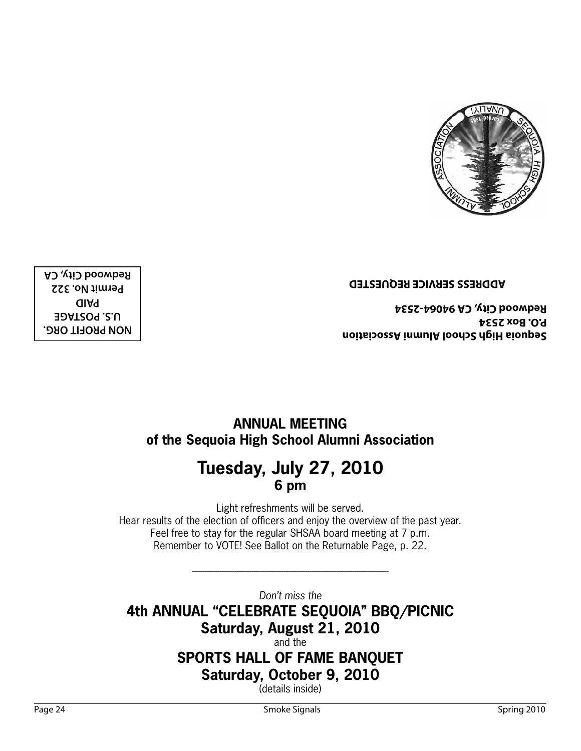NON PROFIT ORG.
U.S. POSTAGE
PAID
Permit No. 322
Redwood City, CA

Sequoia High School Alumni Association
P.O. Box 2534
Redwood City, CA 94064-2534

ADDRESS SERVICE REQUESTED

## ANNUAL MEETING
## of the Sequoia High School Alumni Association

# Tuesday, July 27, 2010
## 6 pm

Light refreshments will be served.
Hear results of the election of officers and enjoy the overview of the past year.
Feel free to stay for the regular SHSAA board meeting at 7 p.m.
Remember to VOTE! See Ballot on the Returnable Page, p. 22.

---

*Don't miss the*

## 4th ANNUAL "CELEBRATE SEQUOIA" BBQ/PICNIC
## Saturday, August 21, 2010

and the

## SPORTS HALL OF FAME BANQUET
## Saturday, October 9, 2010

(details inside)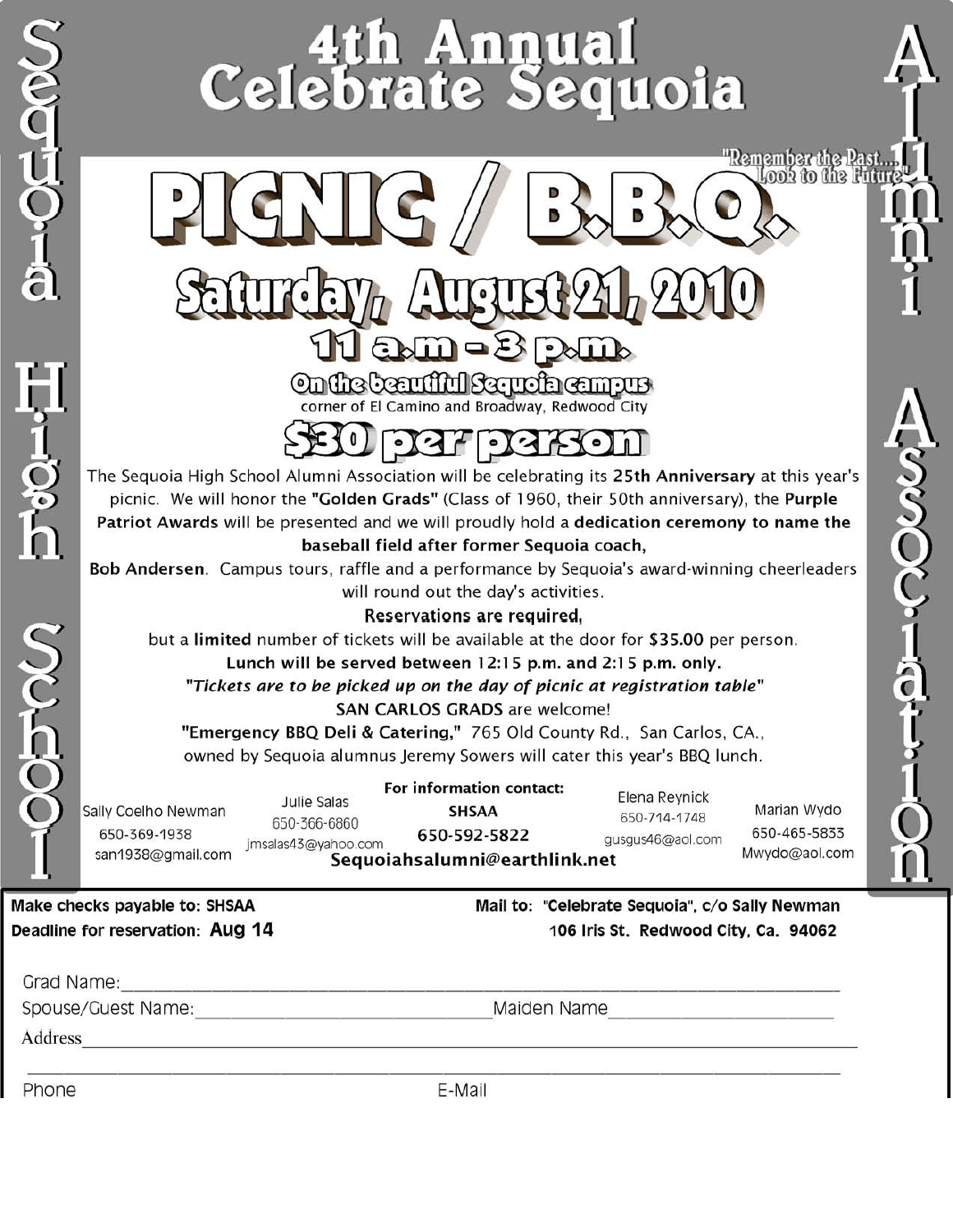Sequoia High School

Alumni Association

# 4th Annual Celebrate Sequoia

"Remember the Past.... Look to the Future"

# PICNIC / B.B.Q.

## Saturday, August 21, 2010

## 11 a.m - 3 p.m.

**On the beautiful Sequoia campus**

corner of El Camino and Broadway, Redwood City

## $30 per person

The Sequoia High School Alumni Association will be celebrating its **25th Anniversary** at this year's picnic. We will honor the **"Golden Grads"** (Class of 1960, their 50th anniversary), the **Purple Patriot Awards** will be presented and we will proudly hold a **dedication ceremony to name the baseball field after former Sequoia coach, Bob Andersen**. Campus tours, raffle and a performance by Sequoia's award-winning cheerleaders will round out the day's activities.

**Reservations are required,**

but a **limited** number of tickets will be available at the door for **$35.00** per person.

**Lunch will be served between 12:15 p.m. and 2:15 p.m. only.**

***"Tickets are to be picked up on the day of picnic at registration table"***

**SAN CARLOS GRADS** are welcome!

**"Emergency BBQ Deli & Catering,"** 765 Old County Rd., San Carlos, CA., owned by Sequoia alumnus Jeremy Sowers will cater this year's BBQ lunch.

**For information contact:**

Sally Coelho Newman
650-369-1938
san1938@gmail.com

Julie Salas
650-366-6860
jmsalas43@yahoo.com

**SHSAA**
**650-592-5822**
**Sequoiahsalumni@earthlink.net**

Elena Reynick
650-714-1748
gusgus46@aol.com

Marian Wydo
650-465-5833
Mwydo@aol.com

**Make checks payable to: SHSAA**

**Deadline for reservation: Aug 14**

**Mail to: "Celebrate Sequoia", c/o Sally Newman**
**106 Iris St. Redwood City, Ca. 94062**

Grad Name: ____________________

Spouse/Guest Name: ____________________ Maiden Name ____________________

Address ____________________

____________________

Phone ____________________ E-Mail ____________________